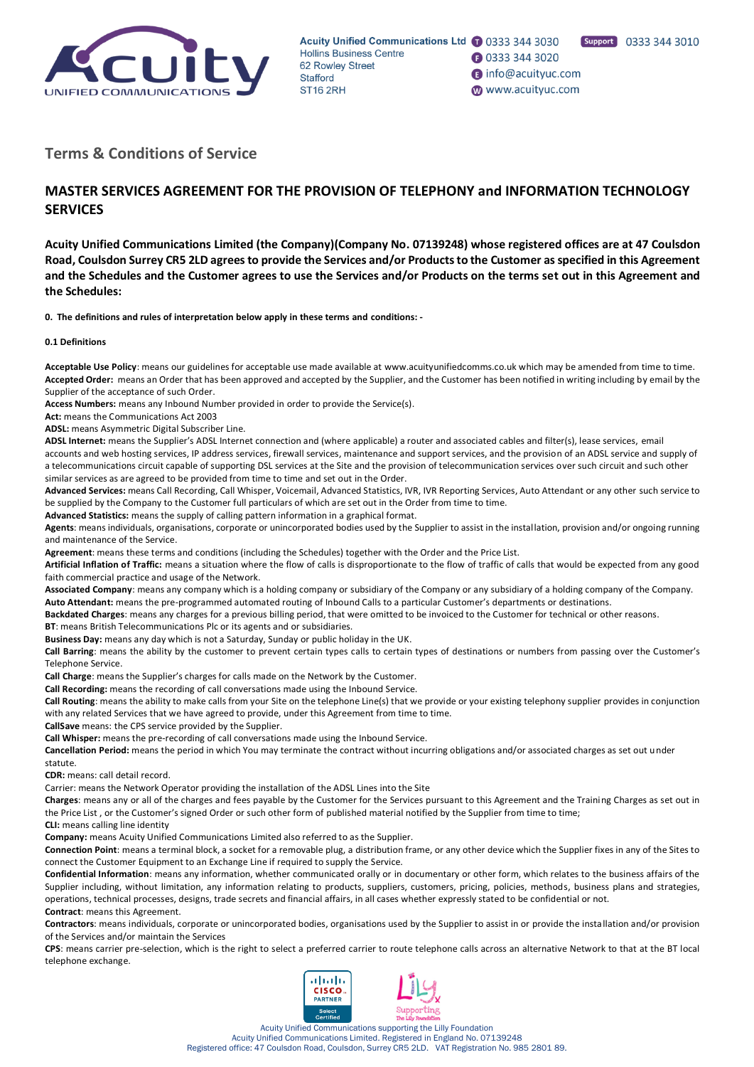# Terms & Conditions of Service

## MASTER SERVICES AGREEMENT FOR THE PROVISION OF TELEPHONY and INFORMATION TECHNOLOGY SERVICES

**Acuity Unified Communications Limited (the Company)(Company No. 07139248) whose registered offices are at 47 Coulsdon Road, Coulsdon Surrey CR5 2LD agrees to provide the Services and/or Products to the Customer as specified in this Agreement and the Schedules and the Customer agrees to use the Services and/or Products on the terms set out in this Agreement and the Schedules:**

**0. The definitions and rules of interpretation below apply in these terms and conditions: -**

**0.1 Definitions**

**Acceptable Use Policy**: means our guidelines for acceptable use made available at www.acuityunifiedcomms.co.uk which may be amended from time to time.
**Accepted Order:** means an Order that has been approved and accepted by the Supplier, and the Customer has been notified in writing including by email by the Supplier of the acceptance of such Order.
**Access Numbers:** means any Inbound Number provided in order to provide the Service(s).
**Act:** means the Communications Act 2003
**ADSL:** means Asymmetric Digital Subscriber Line.
**ADSL Internet:** means the Supplier's ADSL Internet connection and (where applicable) a router and associated cables and filter(s), lease services, email accounts and web hosting services, IP address services, firewall services, maintenance and support services, and the provision of an ADSL service and supply of a telecommunications circuit capable of supporting DSL services at the Site and the provision of telecommunication services over such circuit and such other similar services as are agreed to be provided from time to time and set out in the Order.
**Advanced Services:** means Call Recording, Call Whisper, Voicemail, Advanced Statistics, IVR, IVR Reporting Services, Auto Attendant or any other such service to be supplied by the Company to the Customer full particulars of which are set out in the Order from time to time.
**Advanced Statistics:** means the supply of calling pattern information in a graphical format.
**Agents**: means individuals, organisations, corporate or unincorporated bodies used by the Supplier to assist in the installation, provision and/or ongoing running and maintenance of the Service.
**Agreement**: means these terms and conditions (including the Schedules) together with the Order and the Price List.
**Artificial Inflation of Traffic:** means a situation where the flow of calls is disproportionate to the flow of traffic of calls that would be expected from any good faith commercial practice and usage of the Network.
**Associated Company**: means any company which is a holding company or subsidiary of the Company or any subsidiary of a holding company of the Company.
**Auto Attendant:** means the pre-programmed automated routing of Inbound Calls to a particular Customer's departments or destinations.
**Backdated Charges**: means any charges for a previous billing period, that were omitted to be invoiced to the Customer for technical or other reasons.
**BT**: means British Telecommunications Plc or its agents and or subsidiaries.
**Business Day:** means any day which is not a Saturday, Sunday or public holiday in the UK.
**Call Barring**: means the ability by the customer to prevent certain types calls to certain types of destinations or numbers from passing over the Customer's Telephone Service.
**Call Charge**: means the Supplier's charges for calls made on the Network by the Customer.
**Call Recording:** means the recording of call conversations made using the Inbound Service.
**Call Routing**: means the ability to make calls from your Site on the telephone Line(s) that we provide or your existing telephony supplier provides in conjunction with any related Services that we have agreed to provide, under this Agreement from time to time.
**CallSave** means: the CPS service provided by the Supplier.
**Call Whisper:** means the pre-recording of call conversations made using the Inbound Service.
**Cancellation Period:** means the period in which You may terminate the contract without incurring obligations and/or associated charges as set out under statute.
**CDR:** means: call detail record.
Carrier: means the Network Operator providing the installation of the ADSL Lines into the Site
**Charges**: means any or all of the charges and fees payable by the Customer for the Services pursuant to this Agreement and the Training Charges as set out in the Price List , or the Customer's signed Order or such other form of published material notified by the Supplier from time to time;
**CLI:** means calling line identity
**Company:** means Acuity Unified Communications Limited also referred to as the Supplier.
**Connection Point**: means a terminal block, a socket for a removable plug, a distribution frame, or any other device which the Supplier fixes in any of the Sites to connect the Customer Equipment to an Exchange Line if required to supply the Service.
**Confidential Information**: means any information, whether communicated orally or in documentary or other form, which relates to the business affairs of the Supplier including, without limitation, any information relating to products, suppliers, customers, pricing, policies, methods, business plans and strategies, operations, technical processes, designs, trade secrets and financial affairs, in all cases whether expressly stated to be confidential or not.
**Contract**: means this Agreement.
**Contractors**: means individuals, corporate or unincorporated bodies, organisations used by the Supplier to assist in or provide the installation and/or provision of the Services and/or maintain the Services
**CPS**: means carrier pre-selection, which is the right to select a preferred carrier to route telephone calls across an alternative Network to that at the BT local telephone exchange.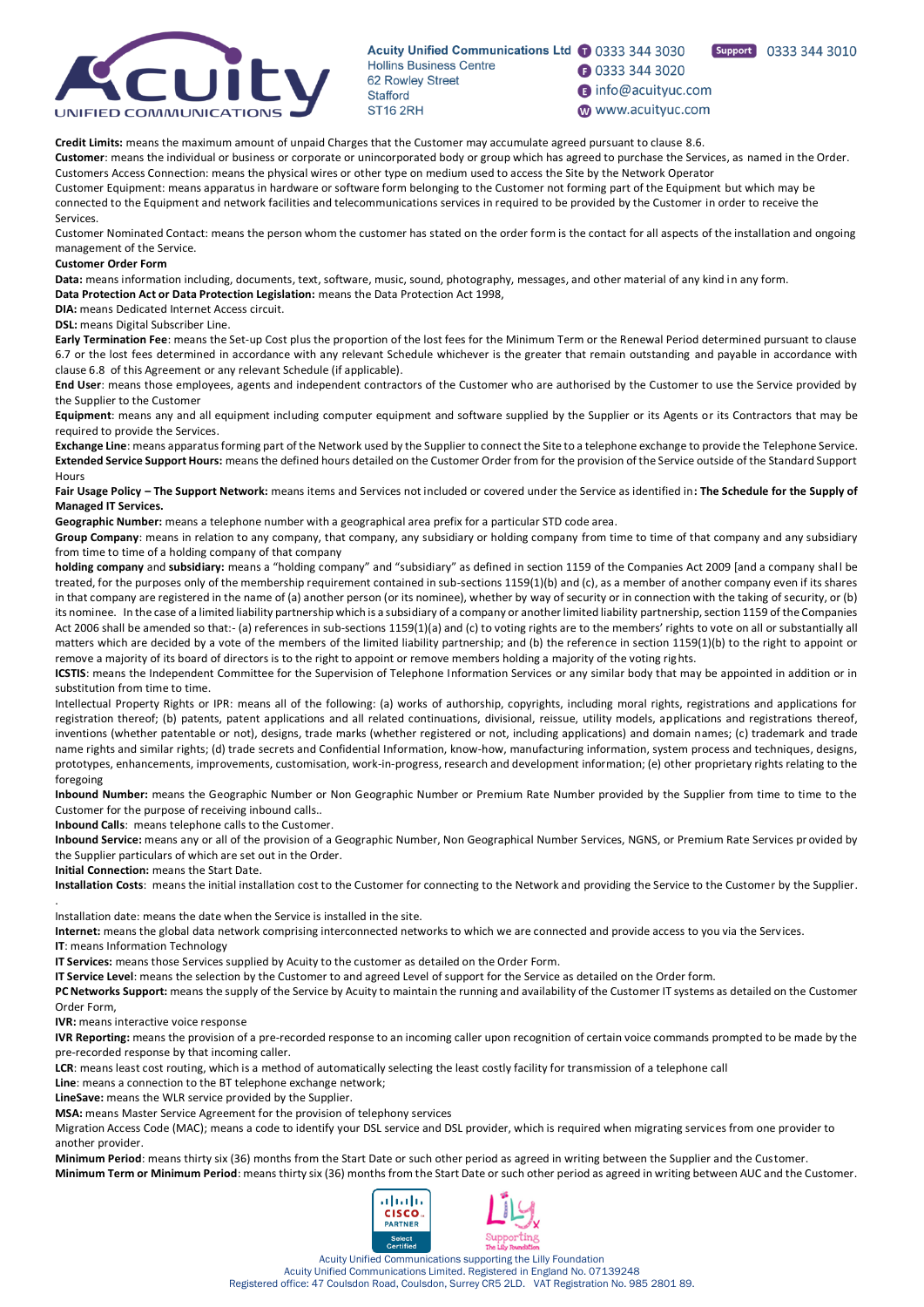**Credit Limits:** means the maximum amount of unpaid Charges that the Customer may accumulate agreed pursuant to clause 8.6.

**Customer**: means the individual or business or corporate or unincorporated body or group which has agreed to purchase the Services, as named in the Order.

Customers Access Connection: means the physical wires or other type on medium used to access the Site by the Network Operator

Customer Equipment: means apparatus in hardware or software form belonging to the Customer not forming part of the Equipment but which may be connected to the Equipment and network facilities and telecommunications services in required to be provided by the Customer in order to receive the Services.

Customer Nominated Contact: means the person whom the customer has stated on the order form is the contact for all aspects of the installation and ongoing management of the Service.

**Customer Order Form**

**Data:** means information including, documents, text, software, music, sound, photography, messages, and other material of any kind in any form.

**Data Protection Act or Data Protection Legislation:** means the Data Protection Act 1998,

**DIA:** means Dedicated Internet Access circuit.

**DSL:** means Digital Subscriber Line.

**Early Termination Fee**: means the Set-up Cost plus the proportion of the lost fees for the Minimum Term or the Renewal Period determined pursuant to clause 6.7 or the lost fees determined in accordance with any relevant Schedule whichever is the greater that remain outstanding and payable in accordance with clause 6.8 of this Agreement or any relevant Schedule (if applicable).

**End User**: means those employees, agents and independent contractors of the Customer who are authorised by the Customer to use the Service provided by the Supplier to the Customer

**Equipment**: means any and all equipment including computer equipment and software supplied by the Supplier or its Agents or its Contractors that may be required to provide the Services.

**Exchange Line**: means apparatus forming part of the Network used by the Supplier to connect the Site to a telephone exchange to provide the Telephone Service.

**Extended Service Support Hours:** means the defined hours detailed on the Customer Order from for the provision of the Service outside of the Standard Support Hours

**Fair Usage Policy – The Support Network:** means items and Services not included or covered under the Service as identified in**: The Schedule for the Supply of Managed IT Services.**

**Geographic Number:** means a telephone number with a geographical area prefix for a particular STD code area.

**Group Company**: means in relation to any company, that company, any subsidiary or holding company from time to time of that company and any subsidiary from time to time of a holding company of that company

**holding company** and **subsidiary:** means a "holding company" and "subsidiary" as defined in section 1159 of the Companies Act 2009 [and a company shall be treated, for the purposes only of the membership requirement contained in sub-sections 1159(1)(b) and (c), as a member of another company even if its shares in that company are registered in the name of (a) another person (or its nominee), whether by way of security or in connection with the taking of security, or (b) its nominee. In the case of a limited liability partnership which is a subsidiary of a company or another limited liability partnership, section 1159 of the Companies Act 2006 shall be amended so that:- (a) references in sub-sections 1159(1)(a) and (c) to voting rights are to the members' rights to vote on all or substantially all matters which are decided by a vote of the members of the limited liability partnership; and (b) the reference in section 1159(1)(b) to the right to appoint or remove a majority of its board of directors is to the right to appoint or remove members holding a majority of the voting rights.

**ICSTIS**: means the Independent Committee for the Supervision of Telephone Information Services or any similar body that may be appointed in addition or in substitution from time to time.

Intellectual Property Rights or IPR: means all of the following: (a) works of authorship, copyrights, including moral rights, registrations and applications for registration thereof; (b) patents, patent applications and all related continuations, divisional, reissue, utility models, applications and registrations thereof, inventions (whether patentable or not), designs, trade marks (whether registered or not, including applications) and domain names; (c) trademark and trade name rights and similar rights; (d) trade secrets and Confidential Information, know-how, manufacturing information, system process and techniques, designs, prototypes, enhancements, improvements, customisation, work-in-progress, research and development information; (e) other proprietary rights relating to the foregoing

**Inbound Number:** means the Geographic Number or Non Geographic Number or Premium Rate Number provided by the Supplier from time to time to the Customer for the purpose of receiving inbound calls..

**Inbound Calls**: means telephone calls to the Customer.

**Inbound Service:** means any or all of the provision of a Geographic Number, Non Geographical Number Services, NGNS, or Premium Rate Services provided by the Supplier particulars of which are set out in the Order.

**Initial Connection:** means the Start Date.

**Installation Costs**: means the initial installation cost to the Customer for connecting to the Network and providing the Service to the Customer by the Supplier.

.

Installation date: means the date when the Service is installed in the site.

**Internet:** means the global data network comprising interconnected networks to which we are connected and provide access to you via the Services.

**IT**: means Information Technology

**IT Services:** means those Services supplied by Acuity to the customer as detailed on the Order Form.

**IT Service Level**: means the selection by the Customer to and agreed Level of support for the Service as detailed on the Order form.

**PC Networks Support:** means the supply of the Service by Acuity to maintain the running and availability of the Customer IT systems as detailed on the Customer Order Form,

**IVR:** means interactive voice response

**IVR Reporting:** means the provision of a pre-recorded response to an incoming caller upon recognition of certain voice commands prompted to be made by the pre-recorded response by that incoming caller.

**LCR**: means least cost routing, which is a method of automatically selecting the least costly facility for transmission of a telephone call

**Line**: means a connection to the BT telephone exchange network;

**LineSave:** means the WLR service provided by the Supplier.

**MSA:** means Master Service Agreement for the provision of telephony services

Migration Access Code (MAC); means a code to identify your DSL service and DSL provider, which is required when migrating services from one provider to another provider.

**Minimum Period**: means thirty six (36) months from the Start Date or such other period as agreed in writing between the Supplier and the Customer.

**Minimum Term or Minimum Period**: means thirty six (36) months from the Start Date or such other period as agreed in writing between AUC and the Customer.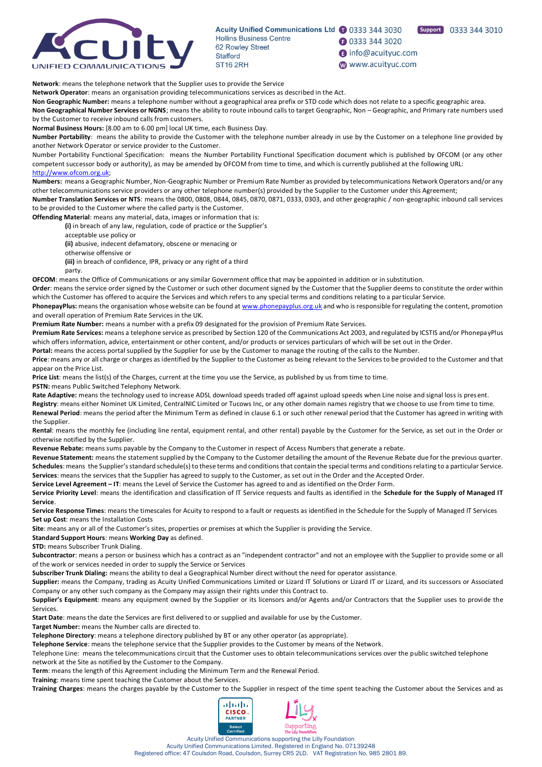**Network**: means the telephone network that the Supplier uses to provide the Service

**Network Operator**: means an organisation providing telecommunications services as described in the Act.

**Non Geographic Number:** means a telephone number without a geographical area prefix or STD code which does not relate to a specific geographic area.

**Non Geographical Number Services or NGNS**; means the ability to route inbound calls to target Geographic, Non – Geographic, and Primary rate numbers used by the Customer to receive inbound calls from customers.

**Normal Business Hours:** [8.00 am to 6.00 pm] local UK time, each Business Day.

**Number Portability**: means the ability to provide the Customer with the telephone number already in use by the Customer on a telephone line provided by another Network Operator or service provider to the Customer.

Number Portability Functional Specification: means the Number Portability Functional Specification document which is published by OFCOM (or any other competent successor body or authority), as may be amended by OFCOM from time to time, and which is currently published at the following URL: http://www.ofcom.org.uk;

**Numbers:** means a Geographic Number, Non-Geographic Number or Premium Rate Number as provided by telecommunications Network Operators and/or any other telecommunications service providers or any other telephone number(s) provided by the Supplier to the Customer under this Agreement;

**Number Translation Services or NTS**: means the 0800, 0808, 0844, 0845, 0870, 0871, 0333, 0303, and other geographic / non-geographic inbound call services to be provided to the Customer where the called party is the Customer.

**Offending Material**: means any material, data, images or information that is:

**(i)** in breach of any law, regulation, code of practice or the Supplier's acceptable use policy or

**(ii)** abusive, indecent defamatory, obscene or menacing or otherwise offensive or

**(iii)** in breach of confidence, IPR, privacy or any right of a third party.

**OFCOM**: means the Office of Communications or any similar Government office that may be appointed in addition or in substitution.

**Order**: means the service order signed by the Customer or such other document signed by the Customer that the Supplier deems to constitute the order within which the Customer has offered to acquire the Services and which refers to any special terms and conditions relating to a particular Service.

**PhonepayPlus:** means the organisation whose website can be found at www.phonepayplus.org.uk and who is responsible for regulating the content, promotion and overall operation of Premium Rate Services in the UK.

**Premium Rate Number:** means a number with a prefix 09 designated for the provision of Premium Rate Services.

**Premium Rate Services:** means a telephone service as prescribed by Section 120 of the Communications Act 2003, and regulated by ICSTIS and/or PhonepayPlus which offers information, advice, entertainment or other content, and/or products or services particulars of which will be set out in the Order.

**Portal:** means the access portal supplied by the Supplier for use by the Customer to manage the routing of the calls to the Number.

**Price**: means any or all charge or charges as identified by the Supplier to the Customer as being relevant to the Services to be provided to the Customer and that appear on the Price List.

**Price List**: means the list(s) of the Charges, current at the time you use the Service, as published by us from time to time.

**PSTN:** means Public Switched Telephony Network.

**Rate Adaptive:** means the technology used to increase ADSL download speeds traded off against upload speeds when Line noise and signal loss is present.

**Registry**: means either Nominet UK Limited, CentralNIC Limited or Tucows Inc, or any other domain names registry that we choose to use from time to time.

**Renewal Period**: means the period after the Minimum Term as defined in clause 6.1 or such other renewal period that the Customer has agreed in writing with the Supplier.

**Rental**: means the monthly fee (including line rental, equipment rental, and other rental) payable by the Customer for the Service, as set out in the Order or otherwise notified by the Supplier.

**Revenue Rebate:** means sums payable by the Company to the Customer in respect of Access Numbers that generate a rebate.

**Revenue Statement:** means the statement supplied by the Company to the Customer detailing the amount of the Revenue Rebate due for the previous quarter.

**Schedules**: means the Supplier's standard schedule(s) to these terms and conditions that contain the special terms and conditions relating to a particular Service.

**Services**: means the services that the Supplier has agreed to supply to the Customer, as set out in the Order and the Accepted Order.

**Service Level Agreement – IT**: means the Level of Service the Customer has agreed to and as identified on the Order Form.

**Service Priority Level**: means the identification and classification of IT Service requests and faults as identified in the **Schedule for the Supply of Managed IT Service**.

**Service Response Times**: means the timescales for Acuity to respond to a fault or requests as identified in the Schedule for the Supply of Managed IT Services

**Set up Cost**: means the Installation Costs

**Site**: means any or all of the Customer's sites, properties or premises at which the Supplier is providing the Service.

**Standard Support Hours**: means **Working Day** as defined.

**STD:** means Subscriber Trunk Dialing.

**Subcontractor**: means a person or business which has a contract as an "independent contractor" and not an employee with the Supplier to provide some or all of the work or services needed in order to supply the Service or Services

**Subscriber Trunk Dialing:** means the ability to deal a Geographical Number direct without the need for operator assistance.

**Supplier:** means the Company, trading as Acuity Unified Communications Limited or Lizard IT Solutions or Lizard IT or Lizard, and its successors or Associated Company or any other such company as the Company may assign their rights under this Contract to.

**Supplier's Equipment**: means any equipment owned by the Supplier or its licensors and/or Agents and/or Contractors that the Supplier uses to provide the Services.

**Start Date**: means the date the Services are first delivered to or supplied and available for use by the Customer.

**Target Number:** means the Number calls are directed to.

**Telephone Directory**: means a telephone directory published by BT or any other operator (as appropriate).

**Telephone Service**: means the telephone service that the Supplier provides to the Customer by means of the Network.

Telephone Line: means the telecommunications circuit that the Customer uses to obtain telecommunications services over the public switched telephone network at the Site as notified by the Customer to the Company.

**Term**: means the length of this Agreement including the Minimum Term and the Renewal Period.

**Training**: means time spent teaching the Customer about the Services.

**Training Charges**: means the charges payable by the Customer to the Supplier in respect of the time spent teaching the Customer about the Services and as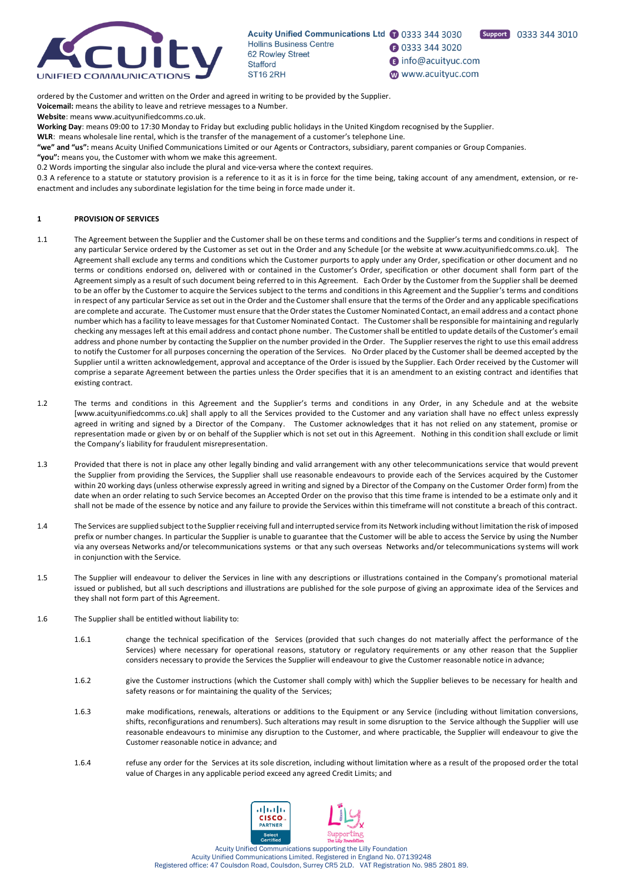ordered by the Customer and written on the Order and agreed in writing to be provided by the Supplier.

**Voicemail:** means the ability to leave and retrieve messages to a Number.

**Website**: means www.acuityunifiedcomms.co.uk.

**Working Day**: means 09:00 to 17:30 Monday to Friday but excluding public holidays in the United Kingdom recognised by the Supplier.

**WLR**: means wholesale line rental, which is the transfer of the management of a customer's telephone Line.

**"we" and "us":** means Acuity Unified Communications Limited or our Agents or Contractors, subsidiary, parent companies or Group Companies.

**"you":** means you, the Customer with whom we make this agreement.

0.2 Words importing the singular also include the plural and vice-versa where the context requires.

0.3 A reference to a statute or statutory provision is a reference to it as it is in force for the time being, taking account of any amendment, extension, or re-enactment and includes any subordinate legislation for the time being in force made under it.

## 1 PROVISION OF SERVICES

1.1 The Agreement between the Supplier and the Customer shall be on these terms and conditions and the Supplier's terms and conditions in respect of any particular Service ordered by the Customer as set out in the Order and any Schedule [or the website at www.acuityunifiedcomms.co.uk]. The Agreement shall exclude any terms and conditions which the Customer purports to apply under any Order, specification or other document and no terms or conditions endorsed on, delivered with or contained in the Customer's Order, specification or other document shall form part of the Agreement simply as a result of such document being referred to in this Agreement. Each Order by the Customer from the Supplier shall be deemed to be an offer by the Customer to acquire the Services subject to the terms and conditions in this Agreement and the Supplier's terms and conditions in respect of any particular Service as set out in the Order and the Customer shall ensure that the terms of the Order and any applicable specifications are complete and accurate. The Customer must ensure that the Order states the Customer Nominated Contact, an email address and a contact phone number which has a facility to leave messages for that Customer Nominated Contact. The Customer shall be responsible for maintaining and regularly checking any messages left at this email address and contact phone number. The Customer shall be entitled to update details of the Customer's email address and phone number by contacting the Supplier on the number provided in the Order. The Supplier reserves the right to use this email address to notify the Customer for all purposes concerning the operation of the Services. No Order placed by the Customer shall be deemed accepted by the Supplier until a written acknowledgement, approval and acceptance of the Order is issued by the Supplier. Each Order received by the Customer will comprise a separate Agreement between the parties unless the Order specifies that it is an amendment to an existing contract and identifies that existing contract.

1.2 The terms and conditions in this Agreement and the Supplier's terms and conditions in any Order, in any Schedule and at the website [www.acuityunifiedcomms.co.uk] shall apply to all the Services provided to the Customer and any variation shall have no effect unless expressly agreed in writing and signed by a Director of the Company. The Customer acknowledges that it has not relied on any statement, promise or representation made or given by or on behalf of the Supplier which is not set out in this Agreement. Nothing in this condition shall exclude or limit the Company's liability for fraudulent misrepresentation.

1.3 Provided that there is not in place any other legally binding and valid arrangement with any other telecommunications service that would prevent the Supplier from providing the Services, the Supplier shall use reasonable endeavours to provide each of the Services acquired by the Customer within 20 working days (unless otherwise expressly agreed in writing and signed by a Director of the Company on the Customer Order form) from the date when an order relating to such Service becomes an Accepted Order on the proviso that this time frame is intended to be a estimate only and it shall not be made of the essence by notice and any failure to provide the Services within this timeframe will not constitute a breach of this contract.

1.4 The Services are supplied subject to the Supplier receiving full and interrupted service from its Network including without limitation the risk of imposed prefix or number changes. In particular the Supplier is unable to guarantee that the Customer will be able to access the Service by using the Number via any overseas Networks and/or telecommunications systems or that any such overseas Networks and/or telecommunications systems will work in conjunction with the Service.

1.5 The Supplier will endeavour to deliver the Services in line with any descriptions or illustrations contained in the Company's promotional material issued or published, but all such descriptions and illustrations are published for the sole purpose of giving an approximate idea of the Services and they shall not form part of this Agreement.

1.6 The Supplier shall be entitled without liability to:

1.6.1 change the technical specification of the Services (provided that such changes do not materially affect the performance of the Services) where necessary for operational reasons, statutory or regulatory requirements or any other reason that the Supplier considers necessary to provide the Services the Supplier will endeavour to give the Customer reasonable notice in advance;

1.6.2 give the Customer instructions (which the Customer shall comply with) which the Supplier believes to be necessary for health and safety reasons or for maintaining the quality of the Services;

1.6.3 make modifications, renewals, alterations or additions to the Equipment or any Service (including without limitation conversions, shifts, reconfigurations and renumbers). Such alterations may result in some disruption to the Service although the Supplier will use reasonable endeavours to minimise any disruption to the Customer, and where practicable, the Supplier will endeavour to give the Customer reasonable notice in advance; and

1.6.4 refuse any order for the Services at its sole discretion, including without limitation where as a result of the proposed order the total value of Charges in any applicable period exceed any agreed Credit Limits; and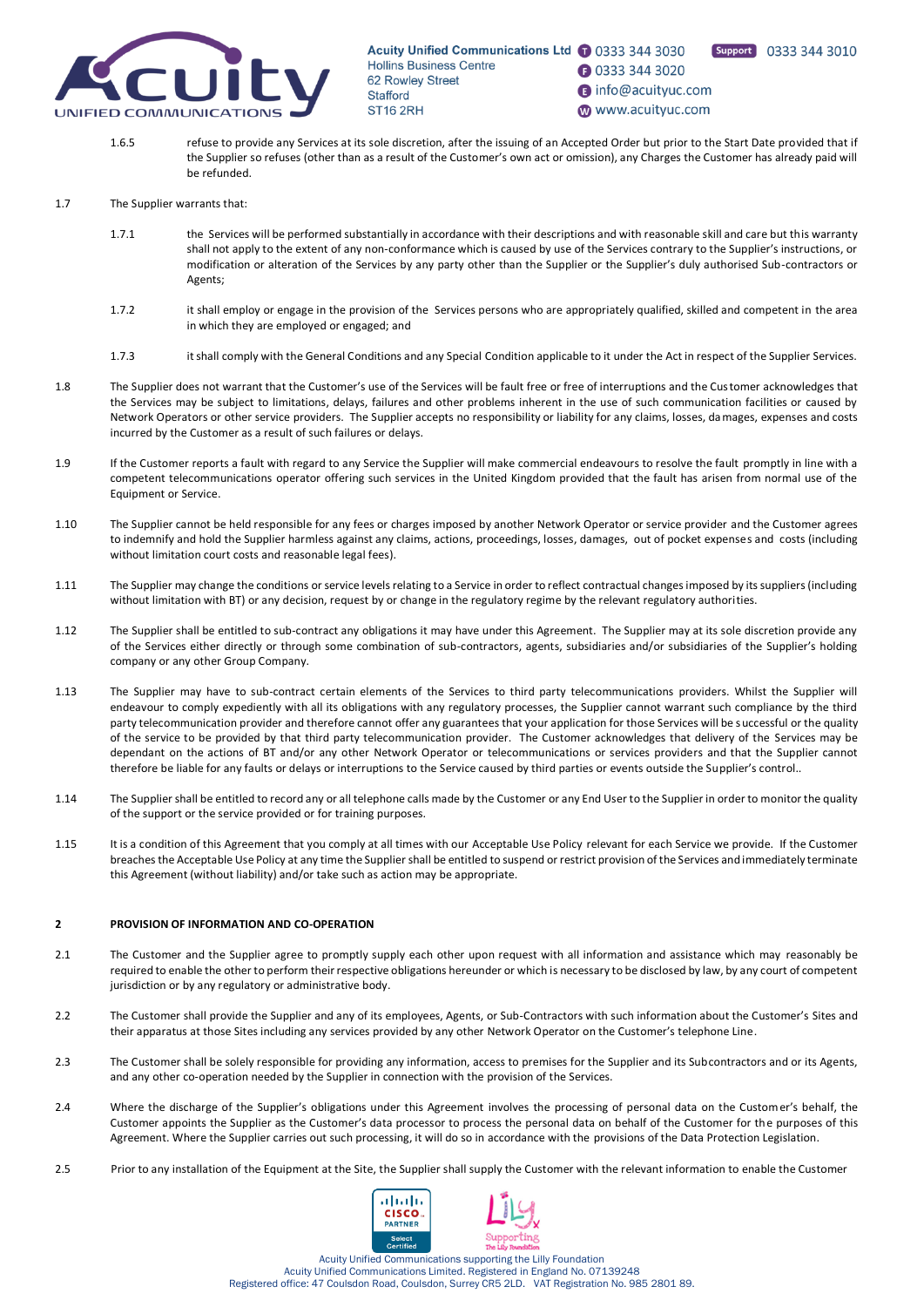1.6.5 refuse to provide any Services at its sole discretion, after the issuing of an Accepted Order but prior to the Start Date provided that if the Supplier so refuses (other than as a result of the Customer's own act or omission), any Charges the Customer has already paid will be refunded.

1.7 The Supplier warrants that:

1.7.1 the Services will be performed substantially in accordance with their descriptions and with reasonable skill and care but this warranty shall not apply to the extent of any non-conformance which is caused by use of the Services contrary to the Supplier's instructions, or modification or alteration of the Services by any party other than the Supplier or the Supplier's duly authorised Sub-contractors or Agents;

1.7.2 it shall employ or engage in the provision of the Services persons who are appropriately qualified, skilled and competent in the area in which they are employed or engaged; and

1.7.3 it shall comply with the General Conditions and any Special Condition applicable to it under the Act in respect of the Supplier Services.

1.8 The Supplier does not warrant that the Customer's use of the Services will be fault free or free of interruptions and the Customer acknowledges that the Services may be subject to limitations, delays, failures and other problems inherent in the use of such communication facilities or caused by Network Operators or other service providers. The Supplier accepts no responsibility or liability for any claims, losses, damages, expenses and costs incurred by the Customer as a result of such failures or delays.

1.9 If the Customer reports a fault with regard to any Service the Supplier will make commercial endeavours to resolve the fault promptly in line with a competent telecommunications operator offering such services in the United Kingdom provided that the fault has arisen from normal use of the Equipment or Service.

1.10 The Supplier cannot be held responsible for any fees or charges imposed by another Network Operator or service provider and the Customer agrees to indemnify and hold the Supplier harmless against any claims, actions, proceedings, losses, damages, out of pocket expenses and costs (including without limitation court costs and reasonable legal fees).

1.11 The Supplier may change the conditions or service levels relating to a Service in order to reflect contractual changes imposed by its suppliers (including without limitation with BT) or any decision, request by or change in the regulatory regime by the relevant regulatory authorities.

1.12 The Supplier shall be entitled to sub-contract any obligations it may have under this Agreement. The Supplier may at its sole discretion provide any of the Services either directly or through some combination of sub-contractors, agents, subsidiaries and/or subsidiaries of the Supplier's holding company or any other Group Company.

1.13 The Supplier may have to sub-contract certain elements of the Services to third party telecommunications providers. Whilst the Supplier will endeavour to comply expediently with all its obligations with any regulatory processes, the Supplier cannot warrant such compliance by the third party telecommunication provider and therefore cannot offer any guarantees that your application for those Services will be successful or the quality of the service to be provided by that third party telecommunication provider. The Customer acknowledges that delivery of the Services may be dependant on the actions of BT and/or any other Network Operator or telecommunications or services providers and that the Supplier cannot therefore be liable for any faults or delays or interruptions to the Service caused by third parties or events outside the Supplier's control..

1.14 The Supplier shall be entitled to record any or all telephone calls made by the Customer or any End User to the Supplier in order to monitor the quality of the support or the service provided or for training purposes.

1.15 It is a condition of this Agreement that you comply at all times with our Acceptable Use Policy relevant for each Service we provide. If the Customer breaches the Acceptable Use Policy at any time the Supplier shall be entitled to suspend or restrict provision of the Services and immediately terminate this Agreement (without liability) and/or take such as action may be appropriate.

## 2 PROVISION OF INFORMATION AND CO-OPERATION

2.1 The Customer and the Supplier agree to promptly supply each other upon request with all information and assistance which may reasonably be required to enable the other to perform their respective obligations hereunder or which is necessary to be disclosed by law, by any court of competent jurisdiction or by any regulatory or administrative body.

2.2 The Customer shall provide the Supplier and any of its employees, Agents, or Sub-Contractors with such information about the Customer's Sites and their apparatus at those Sites including any services provided by any other Network Operator on the Customer's telephone Line.

2.3 The Customer shall be solely responsible for providing any information, access to premises for the Supplier and its Subcontractors and or its Agents, and any other co-operation needed by the Supplier in connection with the provision of the Services.

2.4 Where the discharge of the Supplier's obligations under this Agreement involves the processing of personal data on the Customer's behalf, the Customer appoints the Supplier as the Customer's data processor to process the personal data on behalf of the Customer for the purposes of this Agreement. Where the Supplier carries out such processing, it will do so in accordance with the provisions of the Data Protection Legislation.

2.5 Prior to any installation of the Equipment at the Site, the Supplier shall supply the Customer with the relevant information to enable the Customer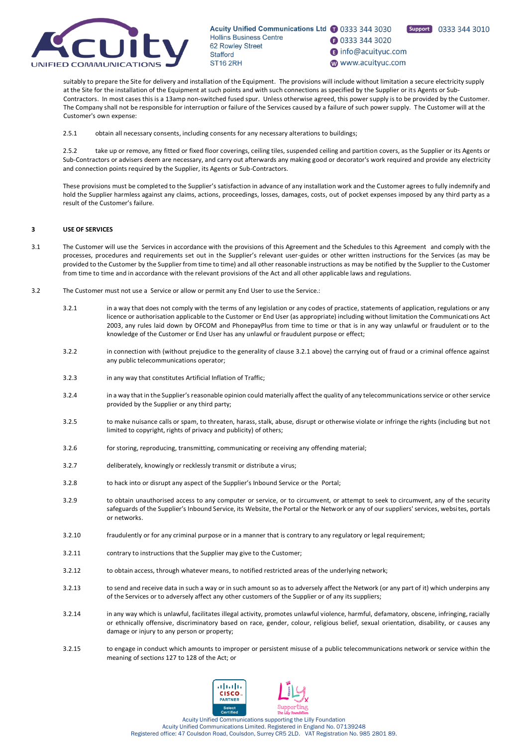suitably to prepare the Site for delivery and installation of the Equipment. The provisions will include without limitation a secure electricity supply at the Site for the installation of the Equipment at such points and with such connections as specified by the Supplier or its Agents or Sub-Contractors. In most cases this is a 13amp non-switched fused spur. Unless otherwise agreed, this power supply is to be provided by the Customer. The Company shall not be responsible for interruption or failure of the Services caused by a failure of such power supply. The Customer will at the Customer's own expense:

2.5.1 obtain all necessary consents, including consents for any necessary alterations to buildings;

2.5.2 take up or remove, any fitted or fixed floor coverings, ceiling tiles, suspended ceiling and partition covers, as the Supplier or its Agents or Sub-Contractors or advisers deem are necessary, and carry out afterwards any making good or decorator's work required and provide any electricity and connection points required by the Supplier, its Agents or Sub-Contractors.

These provisions must be completed to the Supplier's satisfaction in advance of any installation work and the Customer agrees to fully indemnify and hold the Supplier harmless against any claims, actions, proceedings, losses, damages, costs, out of pocket expenses imposed by any third party as a result of the Customer's failure.

**3 USE OF SERVICES**

3.1 The Customer will use the Services in accordance with the provisions of this Agreement and the Schedules to this Agreement and comply with the processes, procedures and requirements set out in the Supplier's relevant user-guides or other written instructions for the Services (as may be provided to the Customer by the Supplier from time to time) and all other reasonable instructions as may be notified by the Supplier to the Customer from time to time and in accordance with the relevant provisions of the Act and all other applicable laws and regulations.

3.2 The Customer must not use a Service or allow or permit any End User to use the Service.:

3.2.1 in a way that does not comply with the terms of any legislation or any codes of practice, statements of application, regulations or any licence or authorisation applicable to the Customer or End User (as appropriate) including without limitation the Communications Act 2003, any rules laid down by OFCOM and PhonepayPlus from time to time or that is in any way unlawful or fraudulent or to the knowledge of the Customer or End User has any unlawful or fraudulent purpose or effect;

3.2.2 in connection with (without prejudice to the generality of clause 3.2.1 above) the carrying out of fraud or a criminal offence against any public telecommunications operator;

3.2.3 in any way that constitutes Artificial Inflation of Traffic;

3.2.4 in a way that in the Supplier's reasonable opinion could materially affect the quality of any telecommunications service or other service provided by the Supplier or any third party;

3.2.5 to make nuisance calls or spam, to threaten, harass, stalk, abuse, disrupt or otherwise violate or infringe the rights (including but not limited to copyright, rights of privacy and publicity) of others;

3.2.6 for storing, reproducing, transmitting, communicating or receiving any offending material;

3.2.7 deliberately, knowingly or recklessly transmit or distribute a virus;

3.2.8 to hack into or disrupt any aspect of the Supplier's Inbound Service or the Portal;

3.2.9 to obtain unauthorised access to any computer or service, or to circumvent, or attempt to seek to circumvent, any of the security safeguards of the Supplier's Inbound Service, its Website, the Portal or the Network or any of our suppliers' services, websites, portals or networks.

3.2.10 fraudulently or for any criminal purpose or in a manner that is contrary to any regulatory or legal requirement;

3.2.11 contrary to instructions that the Supplier may give to the Customer;

3.2.12 to obtain access, through whatever means, to notified restricted areas of the underlying network;

3.2.13 to send and receive data in such a way or in such amount so as to adversely affect the Network (or any part of it) which underpins any of the Services or to adversely affect any other customers of the Supplier or of any its suppliers;

3.2.14 in any way which is unlawful, facilitates illegal activity, promotes unlawful violence, harmful, defamatory, obscene, infringing, racially or ethnically offensive, discriminatory based on race, gender, colour, religious belief, sexual orientation, disability, or causes any damage or injury to any person or property;

3.2.15 to engage in conduct which amounts to improper or persistent misuse of a public telecommunications network or service within the meaning of sections 127 to 128 of the Act; or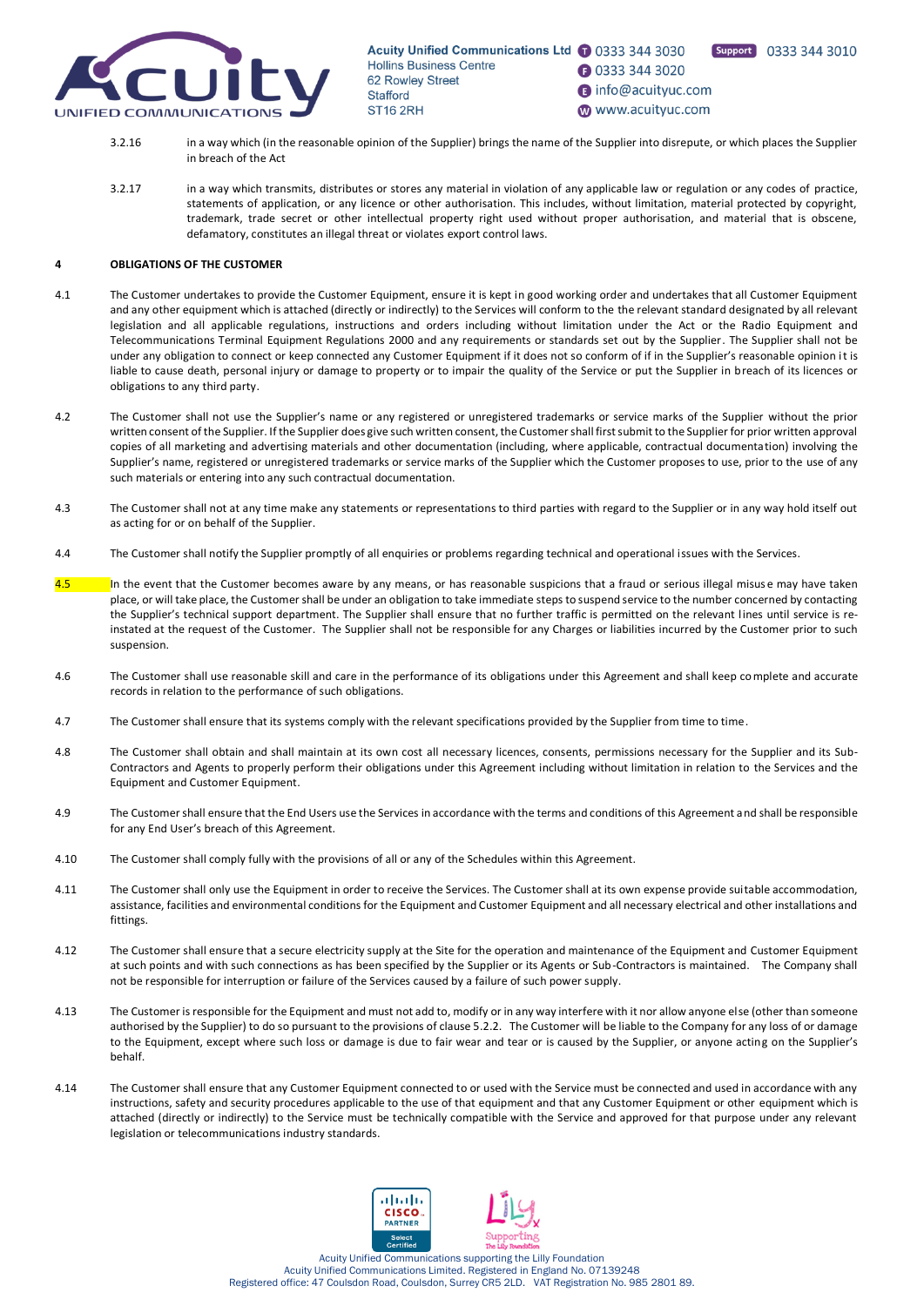3.2.16 in a way which (in the reasonable opinion of the Supplier) brings the name of the Supplier into disrepute, or which places the Supplier in breach of the Act

3.2.17 in a way which transmits, distributes or stores any material in violation of any applicable law or regulation or any codes of practice, statements of application, or any licence or other authorisation. This includes, without limitation, material protected by copyright, trademark, trade secret or other intellectual property right used without proper authorisation, and material that is obscene, defamatory, constitutes an illegal threat or violates export control laws.

**4 OBLIGATIONS OF THE CUSTOMER**

4.1 The Customer undertakes to provide the Customer Equipment, ensure it is kept in good working order and undertakes that all Customer Equipment and any other equipment which is attached (directly or indirectly) to the Services will conform to the the relevant standard designated by all relevant legislation and all applicable regulations, instructions and orders including without limitation under the Act or the Radio Equipment and Telecommunications Terminal Equipment Regulations 2000 and any requirements or standards set out by the Supplier. The Supplier shall not be under any obligation to connect or keep connected any Customer Equipment if it does not so conform of if in the Supplier's reasonable opinion it is liable to cause death, personal injury or damage to property or to impair the quality of the Service or put the Supplier in breach of its licences or obligations to any third party.

4.2 The Customer shall not use the Supplier's name or any registered or unregistered trademarks or service marks of the Supplier without the prior written consent of the Supplier. If the Supplier does give such written consent, the Customer shall first submit to the Supplier for prior written approval copies of all marketing and advertising materials and other documentation (including, where applicable, contractual documentation) involving the Supplier's name, registered or unregistered trademarks or service marks of the Supplier which the Customer proposes to use, prior to the use of any such materials or entering into any such contractual documentation.

4.3 The Customer shall not at any time make any statements or representations to third parties with regard to the Supplier or in any way hold itself out as acting for or on behalf of the Supplier.

4.4 The Customer shall notify the Supplier promptly of all enquiries or problems regarding technical and operational issues with the Services.

4.5 In the event that the Customer becomes aware by any means, or has reasonable suspicions that a fraud or serious illegal misuse may have taken place, or will take place, the Customer shall be under an obligation to take immediate steps to suspend service to the number concerned by contacting the Supplier's technical support department. The Supplier shall ensure that no further traffic is permitted on the relevant lines until service is re-instated at the request of the Customer. The Supplier shall not be responsible for any Charges or liabilities incurred by the Customer prior to such suspension.

4.6 The Customer shall use reasonable skill and care in the performance of its obligations under this Agreement and shall keep complete and accurate records in relation to the performance of such obligations.

4.7 The Customer shall ensure that its systems comply with the relevant specifications provided by the Supplier from time to time.

4.8 The Customer shall obtain and shall maintain at its own cost all necessary licences, consents, permissions necessary for the Supplier and its Sub-Contractors and Agents to properly perform their obligations under this Agreement including without limitation in relation to the Services and the Equipment and Customer Equipment.

4.9 The Customer shall ensure that the End Users use the Services in accordance with the terms and conditions of this Agreement and shall be responsible for any End User's breach of this Agreement.

4.10 The Customer shall comply fully with the provisions of all or any of the Schedules within this Agreement.

4.11 The Customer shall only use the Equipment in order to receive the Services. The Customer shall at its own expense provide suitable accommodation, assistance, facilities and environmental conditions for the Equipment and Customer Equipment and all necessary electrical and other installations and fittings.

4.12 The Customer shall ensure that a secure electricity supply at the Site for the operation and maintenance of the Equipment and Customer Equipment at such points and with such connections as has been specified by the Supplier or its Agents or Sub-Contractors is maintained. The Company shall not be responsible for interruption or failure of the Services caused by a failure of such power supply.

4.13 The Customer is responsible for the Equipment and must not add to, modify or in any way interfere with it nor allow anyone else (other than someone authorised by the Supplier) to do so pursuant to the provisions of clause 5.2.2. The Customer will be liable to the Company for any loss of or damage to the Equipment, except where such loss or damage is due to fair wear and tear or is caused by the Supplier, or anyone acting on the Supplier's behalf.

4.14 The Customer shall ensure that any Customer Equipment connected to or used with the Service must be connected and used in accordance with any instructions, safety and security procedures applicable to the use of that equipment and that any Customer Equipment or other equipment which is attached (directly or indirectly) to the Service must be technically compatible with the Service and approved for that purpose under any relevant legislation or telecommunications industry standards.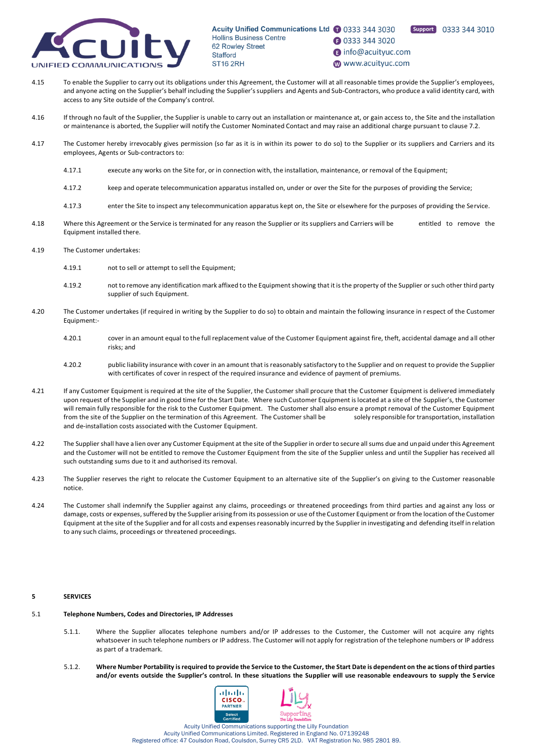4.15 To enable the Supplier to carry out its obligations under this Agreement, the Customer will at all reasonable times provide the Supplier's employees, and anyone acting on the Supplier's behalf including the Supplier's suppliers and Agents and Sub-Contractors, who produce a valid identity card, with access to any Site outside of the Company's control.

4.16 If through no fault of the Supplier, the Supplier is unable to carry out an installation or maintenance at, or gain access to, the Site and the installation or maintenance is aborted, the Supplier will notify the Customer Nominated Contact and may raise an additional charge pursuant to clause 7.2.

4.17 The Customer hereby irrevocably gives permission (so far as it is in within its power to do so) to the Supplier or its suppliers and Carriers and its employees, Agents or Sub-contractors to:

4.17.1 execute any works on the Site for, or in connection with, the installation, maintenance, or removal of the Equipment;

4.17.2 keep and operate telecommunication apparatus installed on, under or over the Site for the purposes of providing the Service;

4.17.3 enter the Site to inspect any telecommunication apparatus kept on, the Site or elsewhere for the purposes of providing the Service.

4.18 Where this Agreement or the Service is terminated for any reason the Supplier or its suppliers and Carriers will be entitled to remove the Equipment installed there.

4.19 The Customer undertakes:

4.19.1 not to sell or attempt to sell the Equipment;

4.19.2 not to remove any identification mark affixed to the Equipment showing that it is the property of the Supplier or such other third party supplier of such Equipment.

4.20 The Customer undertakes (if required in writing by the Supplier to do so) to obtain and maintain the following insurance in respect of the Customer Equipment:-

4.20.1 cover in an amount equal to the full replacement value of the Customer Equipment against fire, theft, accidental damage and all other risks; and

4.20.2 public liability insurance with cover in an amount that is reasonably satisfactory to the Supplier and on request to provide the Supplier with certificates of cover in respect of the required insurance and evidence of payment of premiums.

4.21 If any Customer Equipment is required at the site of the Supplier, the Customer shall procure that the Customer Equipment is delivered immediately upon request of the Supplier and in good time for the Start Date. Where such Customer Equipment is located at a site of the Supplier's, the Customer will remain fully responsible for the risk to the Customer Equipment. The Customer shall also ensure a prompt removal of the Customer Equipment from the site of the Supplier on the termination of this Agreement. The Customer shall be solely responsible for transportation, installation and de-installation costs associated with the Customer Equipment.

4.22 The Supplier shall have a lien over any Customer Equipment at the site of the Supplier in order to secure all sums due and unpaid under this Agreement and the Customer will not be entitled to remove the Customer Equipment from the site of the Supplier unless and until the Supplier has received all such outstanding sums due to it and authorised its removal.

4.23 The Supplier reserves the right to relocate the Customer Equipment to an alternative site of the Supplier's on giving to the Customer reasonable notice.

4.24 The Customer shall indemnify the Supplier against any claims, proceedings or threatened proceedings from third parties and against any loss or damage, costs or expenses, suffered by the Supplier arising from its possession or use of the Customer Equipment or from the location of the Customer Equipment at the site of the Supplier and for all costs and expenses reasonably incurred by the Supplier in investigating and defending itself in relation to any such claims, proceedings or threatened proceedings.

## 5 SERVICES

### 5.1 Telephone Numbers, Codes and Directories, IP Addresses

5.1.1. Where the Supplier allocates telephone numbers and/or IP addresses to the Customer, the Customer will not acquire any rights whatsoever in such telephone numbers or IP address. The Customer will not apply for registration of the telephone numbers or IP address as part of a trademark.

5.1.2. **Where Number Portability is required to provide the Service to the Customer, the Start Date is dependent on the actions of third parties and/or events outside the Supplier's control. In these situations the Supplier will use reasonable endeavours to supply the Service**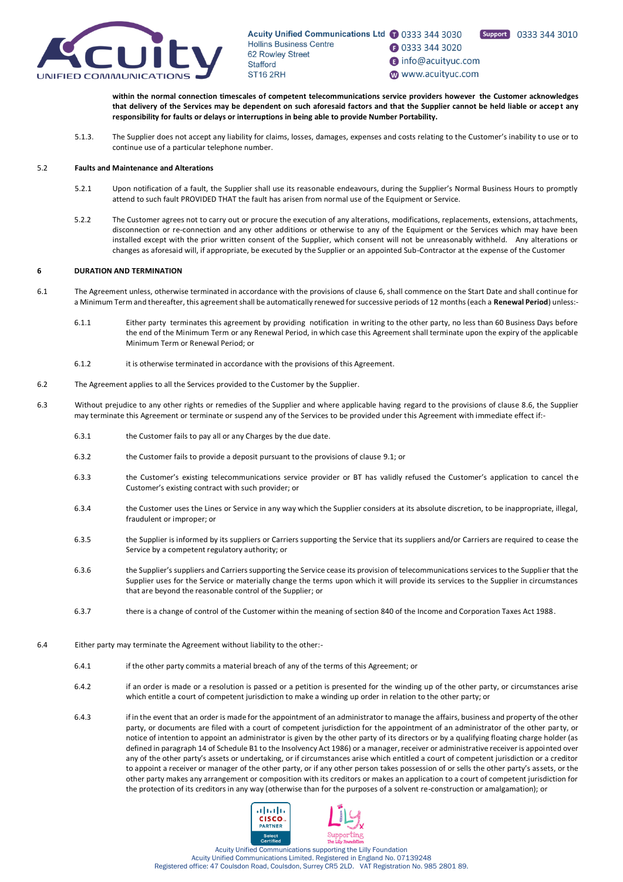**within the normal connection timescales of competent telecommunications service providers however the Customer acknowledges that delivery of the Services may be dependent on such aforesaid factors and that the Supplier cannot be held liable or accept any responsibility for faults or delays or interruptions in being able to provide Number Portability.**

5.1.3. The Supplier does not accept any liability for claims, losses, damages, expenses and costs relating to the Customer's inability to use or to continue use of a particular telephone number.

5.2 **Faults and Maintenance and Alterations**

5.2.1 Upon notification of a fault, the Supplier shall use its reasonable endeavours, during the Supplier's Normal Business Hours to promptly attend to such fault PROVIDED THAT the fault has arisen from normal use of the Equipment or Service.

5.2.2 The Customer agrees not to carry out or procure the execution of any alterations, modifications, replacements, extensions, attachments, disconnection or re-connection and any other additions or otherwise to any of the Equipment or the Services which may have been installed except with the prior written consent of the Supplier, which consent will not be unreasonably withheld. Any alterations or changes as aforesaid will, if appropriate, be executed by the Supplier or an appointed Sub-Contractor at the expense of the Customer

**6 DURATION AND TERMINATION**

6.1 The Agreement unless, otherwise terminated in accordance with the provisions of clause 6, shall commence on the Start Date and shall continue for a Minimum Term and thereafter, this agreement shall be automatically renewed for successive periods of 12 months (each a **Renewal Period**) unless:-

6.1.1 Either party terminates this agreement by providing notification in writing to the other party, no less than 60 Business Days before the end of the Minimum Term or any Renewal Period, in which case this Agreement shall terminate upon the expiry of the applicable Minimum Term or Renewal Period; or

6.1.2 it is otherwise terminated in accordance with the provisions of this Agreement.

6.2 The Agreement applies to all the Services provided to the Customer by the Supplier.

6.3 Without prejudice to any other rights or remedies of the Supplier and where applicable having regard to the provisions of clause 8.6, the Supplier may terminate this Agreement or terminate or suspend any of the Services to be provided under this Agreement with immediate effect if:-

6.3.1 the Customer fails to pay all or any Charges by the due date.

6.3.2 the Customer fails to provide a deposit pursuant to the provisions of clause 9.1; or

6.3.3 the Customer's existing telecommunications service provider or BT has validly refused the Customer's application to cancel the Customer's existing contract with such provider; or

6.3.4 the Customer uses the Lines or Service in any way which the Supplier considers at its absolute discretion, to be inappropriate, illegal, fraudulent or improper; or

6.3.5 the Supplier is informed by its suppliers or Carriers supporting the Service that its suppliers and/or Carriers are required to cease the Service by a competent regulatory authority; or

6.3.6 the Supplier's suppliers and Carriers supporting the Service cease its provision of telecommunications services to the Supplier that the Supplier uses for the Service or materially change the terms upon which it will provide its services to the Supplier in circumstances that are beyond the reasonable control of the Supplier; or

6.3.7 there is a change of control of the Customer within the meaning of section 840 of the Income and Corporation Taxes Act 1988.

6.4 Either party may terminate the Agreement without liability to the other:-

6.4.1 if the other party commits a material breach of any of the terms of this Agreement; or

6.4.2 if an order is made or a resolution is passed or a petition is presented for the winding up of the other party, or circumstances arise which entitle a court of competent jurisdiction to make a winding up order in relation to the other party; or

6.4.3 if in the event that an order is made for the appointment of an administrator to manage the affairs, business and property of the other party, or documents are filed with a court of competent jurisdiction for the appointment of an administrator of the other party, or notice of intention to appoint an administrator is given by the other party of its directors or by a qualifying floating charge holder (as defined in paragraph 14 of Schedule B1 to the Insolvency Act 1986) or a manager, receiver or administrative receiver is appointed over any of the other party's assets or undertaking, or if circumstances arise which entitled a court of competent jurisdiction or a creditor to appoint a receiver or manager of the other party, or if any other person takes possession of or sells the other party's assets, or the other party makes any arrangement or composition with its creditors or makes an application to a court of competent jurisdiction for the protection of its creditors in any way (otherwise than for the purposes of a solvent re-construction or amalgamation); or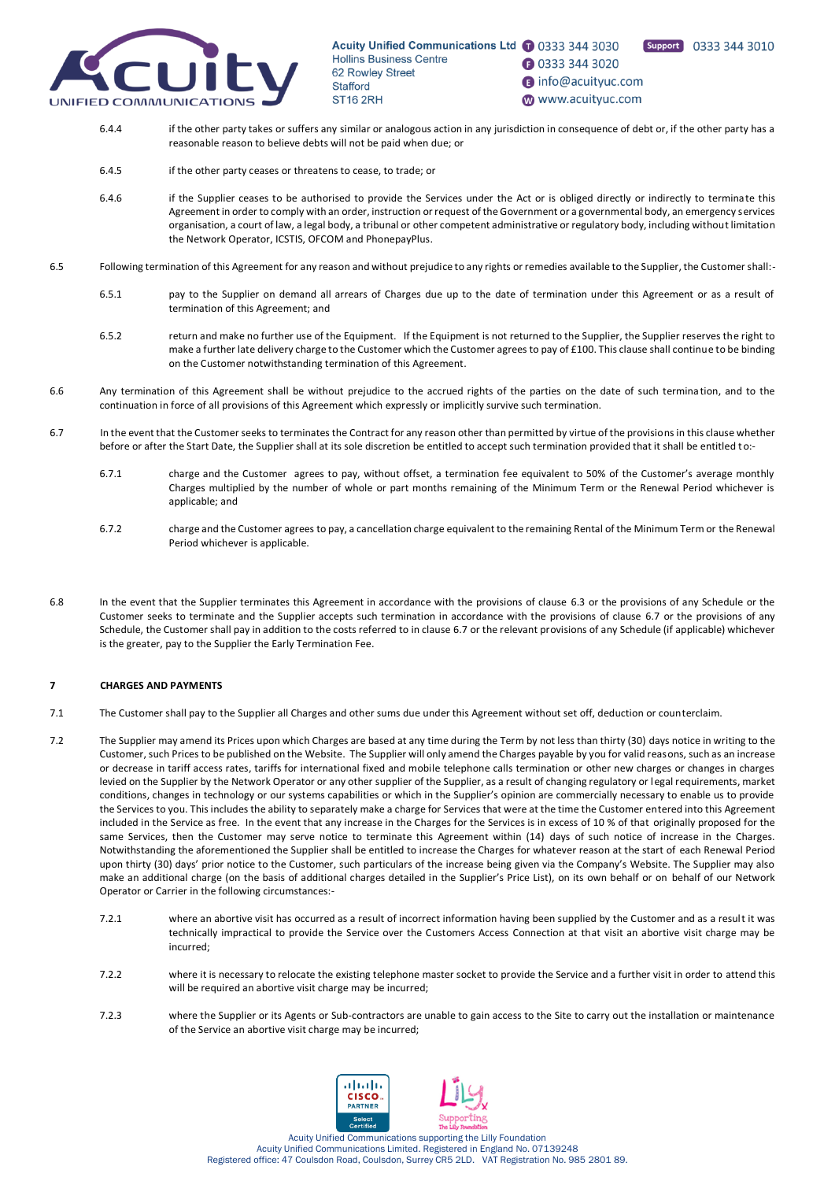6.4.4 if the other party takes or suffers any similar or analogous action in any jurisdiction in consequence of debt or, if the other party has a reasonable reason to believe debts will not be paid when due; or

6.4.5 if the other party ceases or threatens to cease, to trade; or

6.4.6 if the Supplier ceases to be authorised to provide the Services under the Act or is obliged directly or indirectly to terminate this Agreement in order to comply with an order, instruction or request of the Government or a governmental body, an emergency services organisation, a court of law, a legal body, a tribunal or other competent administrative or regulatory body, including without limitation the Network Operator, ICSTIS, OFCOM and PhonepayPlus.

6.5 Following termination of this Agreement for any reason and without prejudice to any rights or remedies available to the Supplier, the Customer shall:-

6.5.1 pay to the Supplier on demand all arrears of Charges due up to the date of termination under this Agreement or as a result of termination of this Agreement; and

6.5.2 return and make no further use of the Equipment. If the Equipment is not returned to the Supplier, the Supplier reserves the right to make a further late delivery charge to the Customer which the Customer agrees to pay of £100. This clause shall continue to be binding on the Customer notwithstanding termination of this Agreement.

6.6 Any termination of this Agreement shall be without prejudice to the accrued rights of the parties on the date of such termination, and to the continuation in force of all provisions of this Agreement which expressly or implicitly survive such termination.

6.7 In the event that the Customer seeks to terminates the Contract for any reason other than permitted by virtue of the provisions in this clause whether before or after the Start Date, the Supplier shall at its sole discretion be entitled to accept such termination provided that it shall be entitled to:-

6.7.1 charge and the Customer agrees to pay, without offset, a termination fee equivalent to 50% of the Customer's average monthly Charges multiplied by the number of whole or part months remaining of the Minimum Term or the Renewal Period whichever is applicable; and

6.7.2 charge and the Customer agrees to pay, a cancellation charge equivalent to the remaining Rental of the Minimum Term or the Renewal Period whichever is applicable.

6.8 In the event that the Supplier terminates this Agreement in accordance with the provisions of clause 6.3 or the provisions of any Schedule or the Customer seeks to terminate and the Supplier accepts such termination in accordance with the provisions of clause 6.7 or the provisions of any Schedule, the Customer shall pay in addition to the costs referred to in clause 6.7 or the relevant provisions of any Schedule (if applicable) whichever is the greater, pay to the Supplier the Early Termination Fee.

## 7 CHARGES AND PAYMENTS

7.1 The Customer shall pay to the Supplier all Charges and other sums due under this Agreement without set off, deduction or counterclaim.

7.2 The Supplier may amend its Prices upon which Charges are based at any time during the Term by not less than thirty (30) days notice in writing to the Customer, such Prices to be published on the Website. The Supplier will only amend the Charges payable by you for valid reasons, such as an increase or decrease in tariff access rates, tariffs for international fixed and mobile telephone calls termination or other new charges or changes in charges levied on the Supplier by the Network Operator or any other supplier of the Supplier, as a result of changing regulatory or legal requirements, market conditions, changes in technology or our systems capabilities or which in the Supplier's opinion are commercially necessary to enable us to provide the Services to you. This includes the ability to separately make a charge for Services that were at the time the Customer entered into this Agreement included in the Service as free. In the event that any increase in the Charges for the Services is in excess of 10 % of that originally proposed for the same Services, then the Customer may serve notice to terminate this Agreement within (14) days of such notice of increase in the Charges. Notwithstanding the aforementioned the Supplier shall be entitled to increase the Charges for whatever reason at the start of each Renewal Period upon thirty (30) days' prior notice to the Customer, such particulars of the increase being given via the Company's Website. The Supplier may also make an additional charge (on the basis of additional charges detailed in the Supplier's Price List), on its own behalf or on behalf of our Network Operator or Carrier in the following circumstances:-

7.2.1 where an abortive visit has occurred as a result of incorrect information having been supplied by the Customer and as a result it was technically impractical to provide the Service over the Customers Access Connection at that visit an abortive visit charge may be incurred;

7.2.2 where it is necessary to relocate the existing telephone master socket to provide the Service and a further visit in order to attend this will be required an abortive visit charge may be incurred;

7.2.3 where the Supplier or its Agents or Sub-contractors are unable to gain access to the Site to carry out the installation or maintenance of the Service an abortive visit charge may be incurred;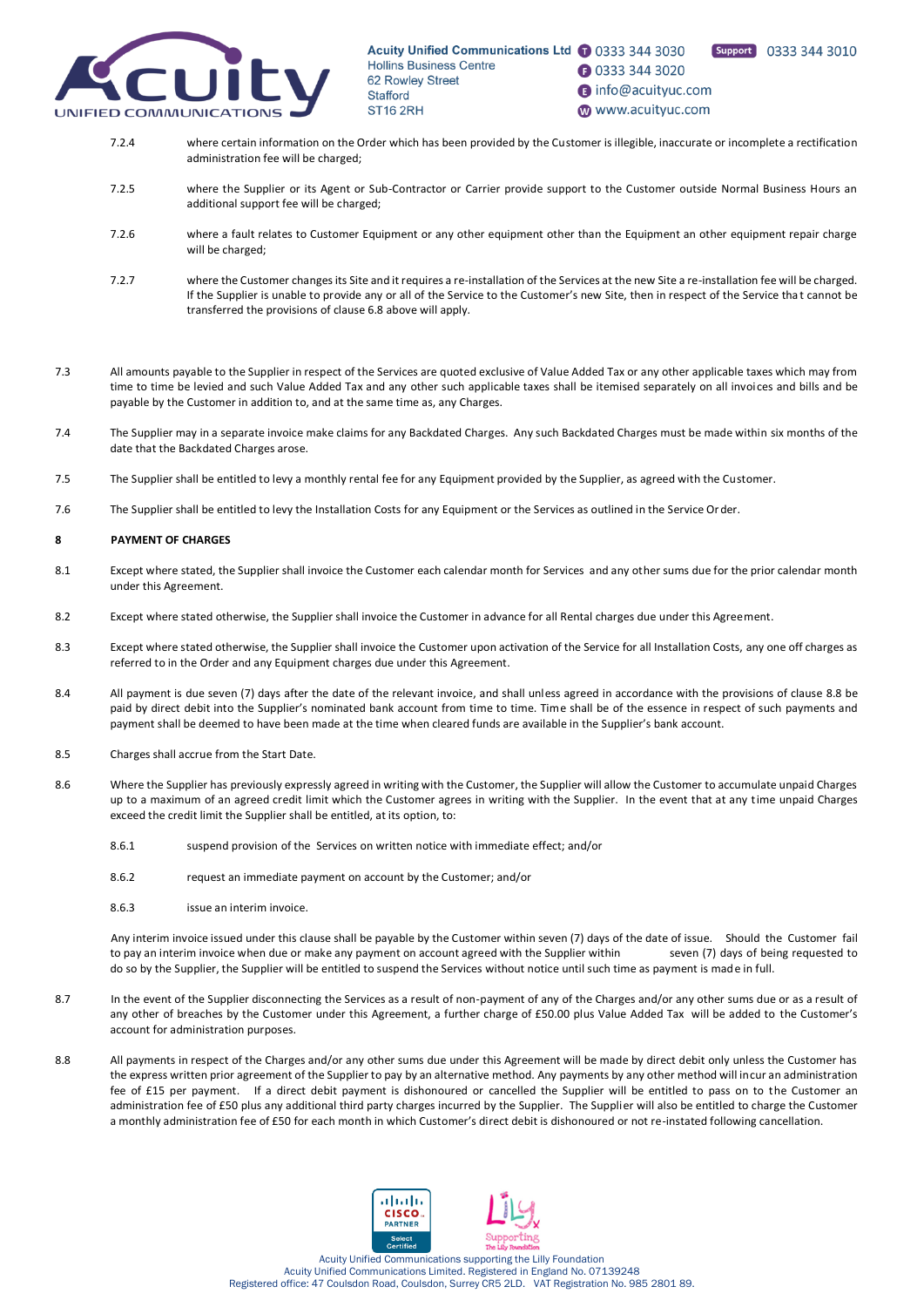7.2.4 where certain information on the Order which has been provided by the Customer is illegible, inaccurate or incomplete a rectification administration fee will be charged;

7.2.5 where the Supplier or its Agent or Sub-Contractor or Carrier provide support to the Customer outside Normal Business Hours an additional support fee will be charged;

7.2.6 where a fault relates to Customer Equipment or any other equipment other than the Equipment an other equipment repair charge will be charged;

7.2.7 where the Customer changes its Site and it requires a re-installation of the Services at the new Site a re-installation fee will be charged. If the Supplier is unable to provide any or all of the Service to the Customer's new Site, then in respect of the Service that cannot be transferred the provisions of clause 6.8 above will apply.

7.3 All amounts payable to the Supplier in respect of the Services are quoted exclusive of Value Added Tax or any other applicable taxes which may from time to time be levied and such Value Added Tax and any other such applicable taxes shall be itemised separately on all invoices and bills and be payable by the Customer in addition to, and at the same time as, any Charges.

7.4 The Supplier may in a separate invoice make claims for any Backdated Charges. Any such Backdated Charges must be made within six months of the date that the Backdated Charges arose.

7.5 The Supplier shall be entitled to levy a monthly rental fee for any Equipment provided by the Supplier, as agreed with the Customer.

7.6 The Supplier shall be entitled to levy the Installation Costs for any Equipment or the Services as outlined in the Service Order.

**8 PAYMENT OF CHARGES**

8.1 Except where stated, the Supplier shall invoice the Customer each calendar month for Services and any other sums due for the prior calendar month under this Agreement.

8.2 Except where stated otherwise, the Supplier shall invoice the Customer in advance for all Rental charges due under this Agreement.

8.3 Except where stated otherwise, the Supplier shall invoice the Customer upon activation of the Service for all Installation Costs, any one off charges as referred to in the Order and any Equipment charges due under this Agreement.

8.4 All payment is due seven (7) days after the date of the relevant invoice, and shall unless agreed in accordance with the provisions of clause 8.8 be paid by direct debit into the Supplier's nominated bank account from time to time. Time shall be of the essence in respect of such payments and payment shall be deemed to have been made at the time when cleared funds are available in the Supplier's bank account.

8.5 Charges shall accrue from the Start Date.

8.6 Where the Supplier has previously expressly agreed in writing with the Customer, the Supplier will allow the Customer to accumulate unpaid Charges up to a maximum of an agreed credit limit which the Customer agrees in writing with the Supplier. In the event that at any time unpaid Charges exceed the credit limit the Supplier shall be entitled, at its option, to:

8.6.1 suspend provision of the Services on written notice with immediate effect; and/or

8.6.2 request an immediate payment on account by the Customer; and/or

8.6.3 issue an interim invoice.

Any interim invoice issued under this clause shall be payable by the Customer within seven (7) days of the date of issue. Should the Customer fail to pay an interim invoice when due or make any payment on account agreed with the Supplier within seven (7) days of being requested to do so by the Supplier, the Supplier will be entitled to suspend the Services without notice until such time as payment is made in full.

8.7 In the event of the Supplier disconnecting the Services as a result of non-payment of any of the Charges and/or any other sums due or as a result of any other of breaches by the Customer under this Agreement, a further charge of £50.00 plus Value Added Tax will be added to the Customer's account for administration purposes.

8.8 All payments in respect of the Charges and/or any other sums due under this Agreement will be made by direct debit only unless the Customer has the express written prior agreement of the Supplier to pay by an alternative method. Any payments by any other method will incur an administration fee of £15 per payment. If a direct debit payment is dishonoured or cancelled the Supplier will be entitled to pass on to the Customer an administration fee of £50 plus any additional third party charges incurred by the Supplier. The Supplier will also be entitled to charge the Customer a monthly administration fee of £50 for each month in which Customer's direct debit is dishonoured or not re-instated following cancellation.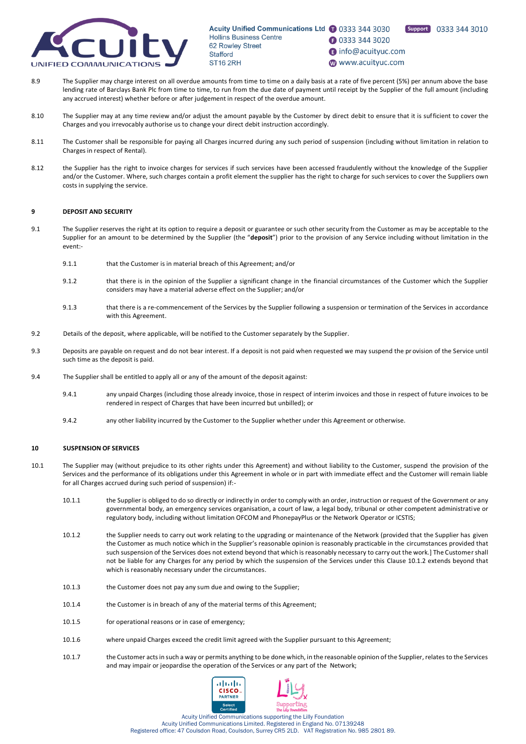8.9 The Supplier may charge interest on all overdue amounts from time to time on a daily basis at a rate of five percent (5%) per annum above the base lending rate of Barclays Bank Plc from time to time, to run from the due date of payment until receipt by the Supplier of the full amount (including any accrued interest) whether before or after judgement in respect of the overdue amount.

8.10 The Supplier may at any time review and/or adjust the amount payable by the Customer by direct debit to ensure that it is sufficient to cover the Charges and you irrevocably authorise us to change your direct debit instruction accordingly.

8.11 The Customer shall be responsible for paying all Charges incurred during any such period of suspension (including without limitation in relation to Charges in respect of Rental).

8.12 the Supplier has the right to invoice charges for services if such services have been accessed fraudulently without the knowledge of the Supplier and/or the Customer. Where, such charges contain a profit element the supplier has the right to charge for such services to cover the Suppliers own costs in supplying the service.

**9 DEPOSIT AND SECURITY**

9.1 The Supplier reserves the right at its option to require a deposit or guarantee or such other security from the Customer as may be acceptable to the Supplier for an amount to be determined by the Supplier (the "**deposit**") prior to the provision of any Service including without limitation in the event:-

9.1.1 that the Customer is in material breach of this Agreement; and/or

9.1.2 that there is in the opinion of the Supplier a significant change in the financial circumstances of the Customer which the Supplier considers may have a material adverse effect on the Supplier; and/or

9.1.3 that there is a re-commencement of the Services by the Supplier following a suspension or termination of the Services in accordance with this Agreement.

9.2 Details of the deposit, where applicable, will be notified to the Customer separately by the Supplier.

9.3 Deposits are payable on request and do not bear interest. If a deposit is not paid when requested we may suspend the provision of the Service until such time as the deposit is paid.

9.4 The Supplier shall be entitled to apply all or any of the amount of the deposit against:

9.4.1 any unpaid Charges (including those already invoice, those in respect of interim invoices and those in respect of future invoices to be rendered in respect of Charges that have been incurred but unbilled); or

9.4.2 any other liability incurred by the Customer to the Supplier whether under this Agreement or otherwise.

**10 SUSPENSION OF SERVICES**

10.1 The Supplier may (without prejudice to its other rights under this Agreement) and without liability to the Customer, suspend the provision of the Services and the performance of its obligations under this Agreement in whole or in part with immediate effect and the Customer will remain liable for all Charges accrued during such period of suspension) if:-

10.1.1 the Supplier is obliged to do so directly or indirectly in order to comply with an order, instruction or request of the Government or any governmental body, an emergency services organisation, a court of law, a legal body, tribunal or other competent administrative or regulatory body, including without limitation OFCOM and PhonepayPlus or the Network Operator or ICSTIS;

10.1.2 the Supplier needs to carry out work relating to the upgrading or maintenance of the Network (provided that the Supplier has given the Customer as much notice which in the Supplier's reasonable opinion is reasonably practicable in the circumstances provided that such suspension of the Services does not extend beyond that which is reasonably necessary to carry out the work.] The Customer shall not be liable for any Charges for any period by which the suspension of the Services under this Clause 10.1.2 extends beyond that which is reasonably necessary under the circumstances.

10.1.3 the Customer does not pay any sum due and owing to the Supplier;

10.1.4 the Customer is in breach of any of the material terms of this Agreement;

10.1.5 for operational reasons or in case of emergency;

10.1.6 where unpaid Charges exceed the credit limit agreed with the Supplier pursuant to this Agreement;

10.1.7 the Customer acts in such a way or permits anything to be done which, in the reasonable opinion of the Supplier, relates to the Services and may impair or jeopardise the operation of the Services or any part of the Network;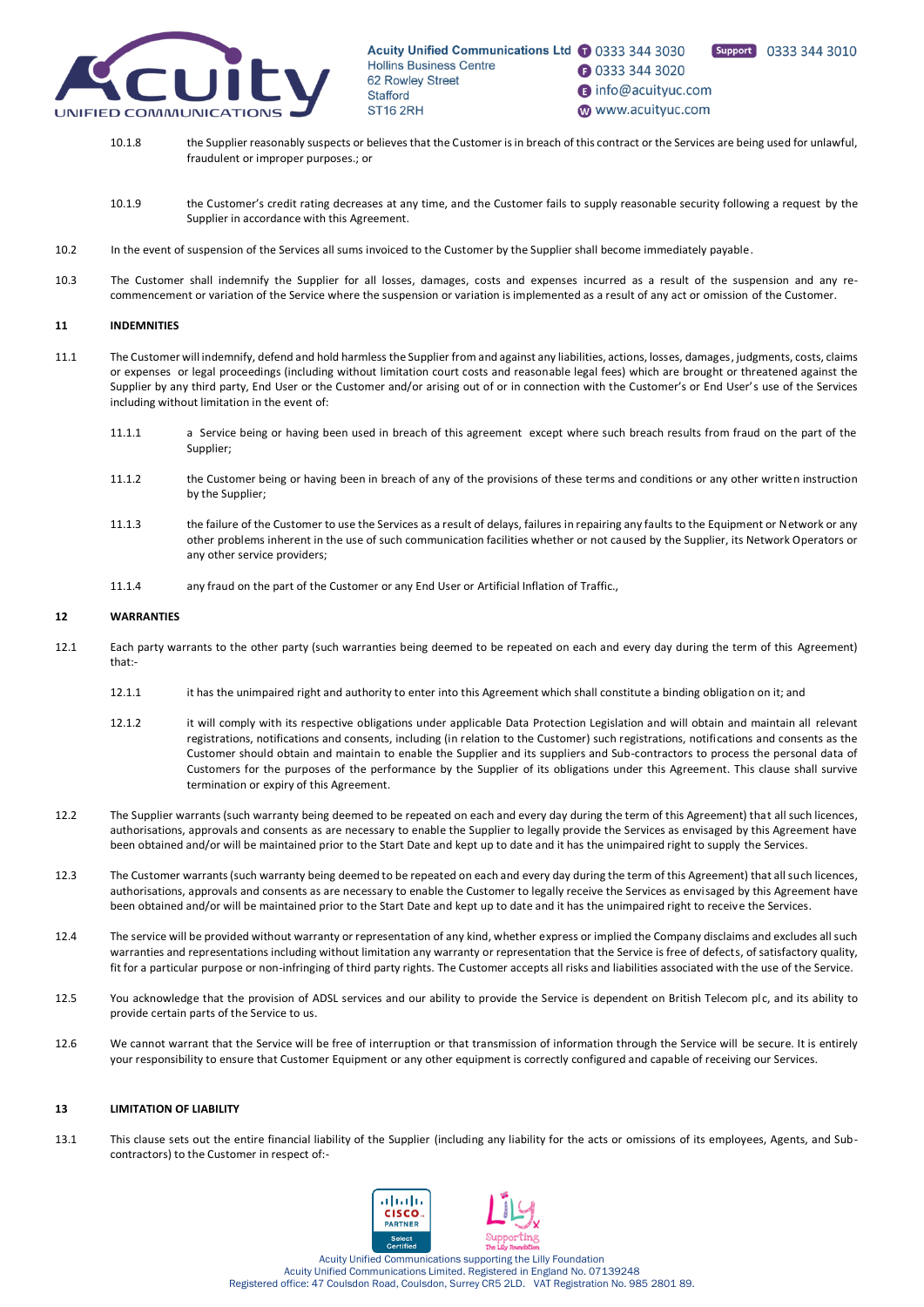10.1.8 the Supplier reasonably suspects or believes that the Customer is in breach of this contract or the Services are being used for unlawful, fraudulent or improper purposes.; or

10.1.9 the Customer's credit rating decreases at any time, and the Customer fails to supply reasonable security following a request by the Supplier in accordance with this Agreement.

10.2 In the event of suspension of the Services all sums invoiced to the Customer by the Supplier shall become immediately payable.

10.3 The Customer shall indemnify the Supplier for all losses, damages, costs and expenses incurred as a result of the suspension and any re-commencement or variation of the Service where the suspension or variation is implemented as a result of any act or omission of the Customer.

## 11 INDEMNITIES

11.1 The Customer will indemnify, defend and hold harmless the Supplier from and against any liabilities, actions, losses, damages, judgments, costs, claims or expenses or legal proceedings (including without limitation court costs and reasonable legal fees) which are brought or threatened against the Supplier by any third party, End User or the Customer and/or arising out of or in connection with the Customer's or End User's use of the Services including without limitation in the event of:

11.1.1 a Service being or having been used in breach of this agreement except where such breach results from fraud on the part of the Supplier;

11.1.2 the Customer being or having been in breach of any of the provisions of these terms and conditions or any other written instruction by the Supplier;

11.1.3 the failure of the Customer to use the Services as a result of delays, failures in repairing any faults to the Equipment or Network or any other problems inherent in the use of such communication facilities whether or not caused by the Supplier, its Network Operators or any other service providers;

11.1.4 any fraud on the part of the Customer or any End User or Artificial Inflation of Traffic.,

## 12 WARRANTIES

12.1 Each party warrants to the other party (such warranties being deemed to be repeated on each and every day during the term of this Agreement) that:-

12.1.1 it has the unimpaired right and authority to enter into this Agreement which shall constitute a binding obligation on it; and

12.1.2 it will comply with its respective obligations under applicable Data Protection Legislation and will obtain and maintain all relevant registrations, notifications and consents, including (in relation to the Customer) such registrations, notifications and consents as the Customer should obtain and maintain to enable the Supplier and its suppliers and Sub-contractors to process the personal data of Customers for the purposes of the performance by the Supplier of its obligations under this Agreement. This clause shall survive termination or expiry of this Agreement.

12.2 The Supplier warrants (such warranty being deemed to be repeated on each and every day during the term of this Agreement) that all such licences, authorisations, approvals and consents as are necessary to enable the Supplier to legally provide the Services as envisaged by this Agreement have been obtained and/or will be maintained prior to the Start Date and kept up to date and it has the unimpaired right to supply the Services.

12.3 The Customer warrants (such warranty being deemed to be repeated on each and every day during the term of this Agreement) that all such licences, authorisations, approvals and consents as are necessary to enable the Customer to legally receive the Services as envisaged by this Agreement have been obtained and/or will be maintained prior to the Start Date and kept up to date and it has the unimpaired right to receive the Services.

12.4 The service will be provided without warranty or representation of any kind, whether express or implied the Company disclaims and excludes all such warranties and representations including without limitation any warranty or representation that the Service is free of defects, of satisfactory quality, fit for a particular purpose or non-infringing of third party rights. The Customer accepts all risks and liabilities associated with the use of the Service.

12.5 You acknowledge that the provision of ADSL services and our ability to provide the Service is dependent on British Telecom plc, and its ability to provide certain parts of the Service to us.

12.6 We cannot warrant that the Service will be free of interruption or that transmission of information through the Service will be secure. It is entirely your responsibility to ensure that Customer Equipment or any other equipment is correctly configured and capable of receiving our Services.

## 13 LIMITATION OF LIABILITY

13.1 This clause sets out the entire financial liability of the Supplier (including any liability for the acts or omissions of its employees, Agents, and Sub-contractors) to the Customer in respect of:-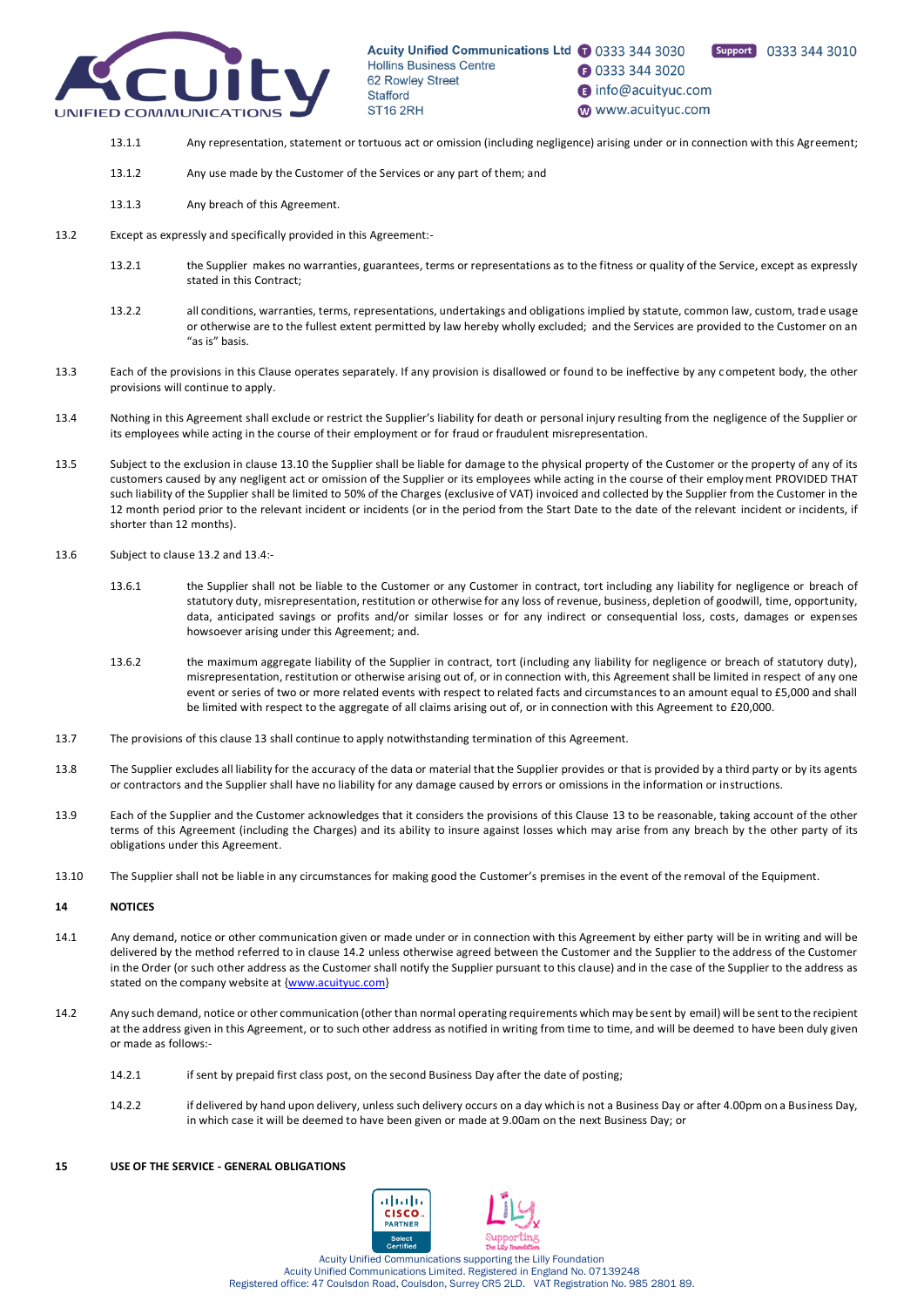13.1.1 Any representation, statement or tortuous act or omission (including negligence) arising under or in connection with this Agreement;

13.1.2 Any use made by the Customer of the Services or any part of them; and

13.1.3 Any breach of this Agreement.

13.2 Except as expressly and specifically provided in this Agreement:-

13.2.1 the Supplier makes no warranties, guarantees, terms or representations as to the fitness or quality of the Service, except as expressly stated in this Contract;

13.2.2 all conditions, warranties, terms, representations, undertakings and obligations implied by statute, common law, custom, trade usage or otherwise are to the fullest extent permitted by law hereby wholly excluded; and the Services are provided to the Customer on an "as is" basis.

13.3 Each of the provisions in this Clause operates separately. If any provision is disallowed or found to be ineffective by any competent body, the other provisions will continue to apply.

13.4 Nothing in this Agreement shall exclude or restrict the Supplier's liability for death or personal injury resulting from the negligence of the Supplier or its employees while acting in the course of their employment or for fraud or fraudulent misrepresentation.

13.5 Subject to the exclusion in clause 13.10 the Supplier shall be liable for damage to the physical property of the Customer or the property of any of its customers caused by any negligent act or omission of the Supplier or its employees while acting in the course of their employment PROVIDED THAT such liability of the Supplier shall be limited to 50% of the Charges (exclusive of VAT) invoiced and collected by the Supplier from the Customer in the 12 month period prior to the relevant incident or incidents (or in the period from the Start Date to the date of the relevant incident or incidents, if shorter than 12 months).

13.6 Subject to clause 13.2 and 13.4:-

13.6.1 the Supplier shall not be liable to the Customer or any Customer in contract, tort including any liability for negligence or breach of statutory duty, misrepresentation, restitution or otherwise for any loss of revenue, business, depletion of goodwill, time, opportunity, data, anticipated savings or profits and/or similar losses or for any indirect or consequential loss, costs, damages or expenses howsoever arising under this Agreement; and.

13.6.2 the maximum aggregate liability of the Supplier in contract, tort (including any liability for negligence or breach of statutory duty), misrepresentation, restitution or otherwise arising out of, or in connection with, this Agreement shall be limited in respect of any one event or series of two or more related events with respect to related facts and circumstances to an amount equal to £5,000 and shall be limited with respect to the aggregate of all claims arising out of, or in connection with this Agreement to £20,000.

13.7 The provisions of this clause 13 shall continue to apply notwithstanding termination of this Agreement.

13.8 The Supplier excludes all liability for the accuracy of the data or material that the Supplier provides or that is provided by a third party or by its agents or contractors and the Supplier shall have no liability for any damage caused by errors or omissions in the information or instructions.

13.9 Each of the Supplier and the Customer acknowledges that it considers the provisions of this Clause 13 to be reasonable, taking account of the other terms of this Agreement (including the Charges) and its ability to insure against losses which may arise from any breach by the other party of its obligations under this Agreement.

13.10 The Supplier shall not be liable in any circumstances for making good the Customer's premises in the event of the removal of the Equipment.

## 14 NOTICES

14.1 Any demand, notice or other communication given or made under or in connection with this Agreement by either party will be in writing and will be delivered by the method referred to in clause 14.2 unless otherwise agreed between the Customer and the Supplier to the address of the Customer in the Order (or such other address as the Customer shall notify the Supplier pursuant to this clause) and in the case of the Supplier to the address as stated on the company website at {www.acuityuc.com}

14.2 Any such demand, notice or other communication (other than normal operating requirements which may be sent by email) will be sent to the recipient at the address given in this Agreement, or to such other address as notified in writing from time to time, and will be deemed to have been duly given or made as follows:-

14.2.1 if sent by prepaid first class post, on the second Business Day after the date of posting;

14.2.2 if delivered by hand upon delivery, unless such delivery occurs on a day which is not a Business Day or after 4.00pm on a Business Day, in which case it will be deemed to have been given or made at 9.00am on the next Business Day; or

## 15 USE OF THE SERVICE - GENERAL OBLIGATIONS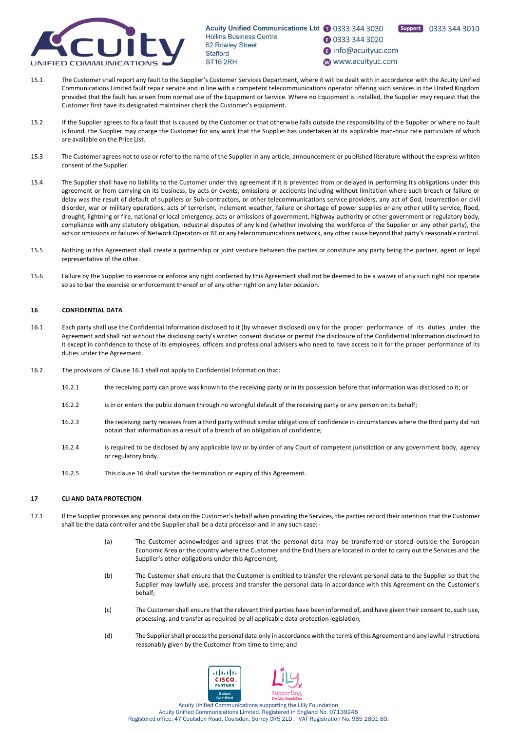15.1 The Customer shall report any fault to the Supplier's Customer Services Department, where it will be dealt with in accordance with the Acuity Unified Communications Limited fault repair service and in line with a competent telecommunications operator offering such services in the United Kingdom provided that the fault has arisen from normal use of the Equipment or Service. Where no Equipment is installed, the Supplier may request that the Customer first have its designated maintainer check the Customer's equipment.

15.2 If the Supplier agrees to fix a fault that is caused by the Customer or that otherwise falls outside the responsibility of the Supplier or where no fault is found, the Supplier may charge the Customer for any work that the Supplier has undertaken at its applicable man-hour rate particulars of which are available on the Price List.

15.3 The Customer agrees not to use or refer to the name of the Supplier in any article, announcement or published literature without the express written consent of the Supplier.

15.4 The Supplier shall have no liability to the Customer under this agreement if it is prevented from or delayed in performing its obligations under this agreement or from carrying on its business, by acts or events, omissions or accidents including without limitation where such breach or failure or delay was the result of default of suppliers or Sub-contractors, or other telecommunications service providers, any act of God, insurrection or civil disorder, war or military operations, acts of terrorism, inclement weather, failure or shortage of power supplies or any other utility service, flood, drought, lightning or fire, national or local emergency, acts or omissions of government, highway authority or other government or regulatory body, compliance with any statutory obligation, industrial disputes of any kind (whether involving the workforce of the Supplier or any other party), the acts or omissions or failures of Network Operators or BT or any telecommunications network, any other cause beyond that party's reasonable control.

15.5 Nothing in this Agreement shall create a partnership or joint venture between the parties or constitute any party being the partner, agent or legal representative of the other.

15.6 Failure by the Supplier to exercise or enforce any right conferred by this Agreement shall not be deemed to be a waiver of any such right nor operate so as to bar the exercise or enforcement thereof or of any other right on any later occasion.

## 16 CONFIDENTIAL DATA

16.1 Each party shall use the Confidential Information disclosed to it (by whoever disclosed) only for the proper performance of its duties under the Agreement and shall not without the disclosing party's written consent disclose or permit the disclosure of the Confidential Information disclosed to it except in confidence to those of its employees, officers and professional advisers who need to have access to it for the proper performance of its duties under the Agreement.

16.2 The provisions of Clause 16.1 shall not apply to Confidential Information that:

16.2.1 the receiving party can prove was known to the receiving party or in its possession before that information was disclosed to it; or

16.2.2 is in or enters the public domain through no wrongful default of the receiving party or any person on its behalf;

16.2.3 the receiving party receives from a third party without similar obligations of confidence in circumstances where the third party did not obtain that information as a result of a breach of an obligation of confidence;

16.2.4 is required to be disclosed by any applicable law or by order of any Court of competent jurisdiction or any government body, agency or regulatory body.

16.2.5 This clause 16 shall survive the termination or expiry of this Agreement.

## 17 CLI AND DATA PROTECTION

17.1 If the Supplier processes any personal data on the Customer's behalf when providing the Services, the parties record their intention that the Customer shall be the data controller and the Supplier shall be a data processor and in any such case:-

(a) The Customer acknowledges and agrees that the personal data may be transferred or stored outside the European Economic Area or the country where the Customer and the End Users are located in order to carry out the Services and the Supplier's other obligations under this Agreement;

(b) The Customer shall ensure that the Customer is entitled to transfer the relevant personal data to the Supplier so that the Supplier may lawfully use, process and transfer the personal data in accordance with this Agreement on the Customer's behalf;

(c) The Customer shall ensure that the relevant third parties have been informed of, and have given their consent to, such use, processing, and transfer as required by all applicable data protection legislation;

(d) The Supplier shall process the personal data only in accordance with the terms of this Agreement and any lawful instructions reasonably given by the Customer from time to time; and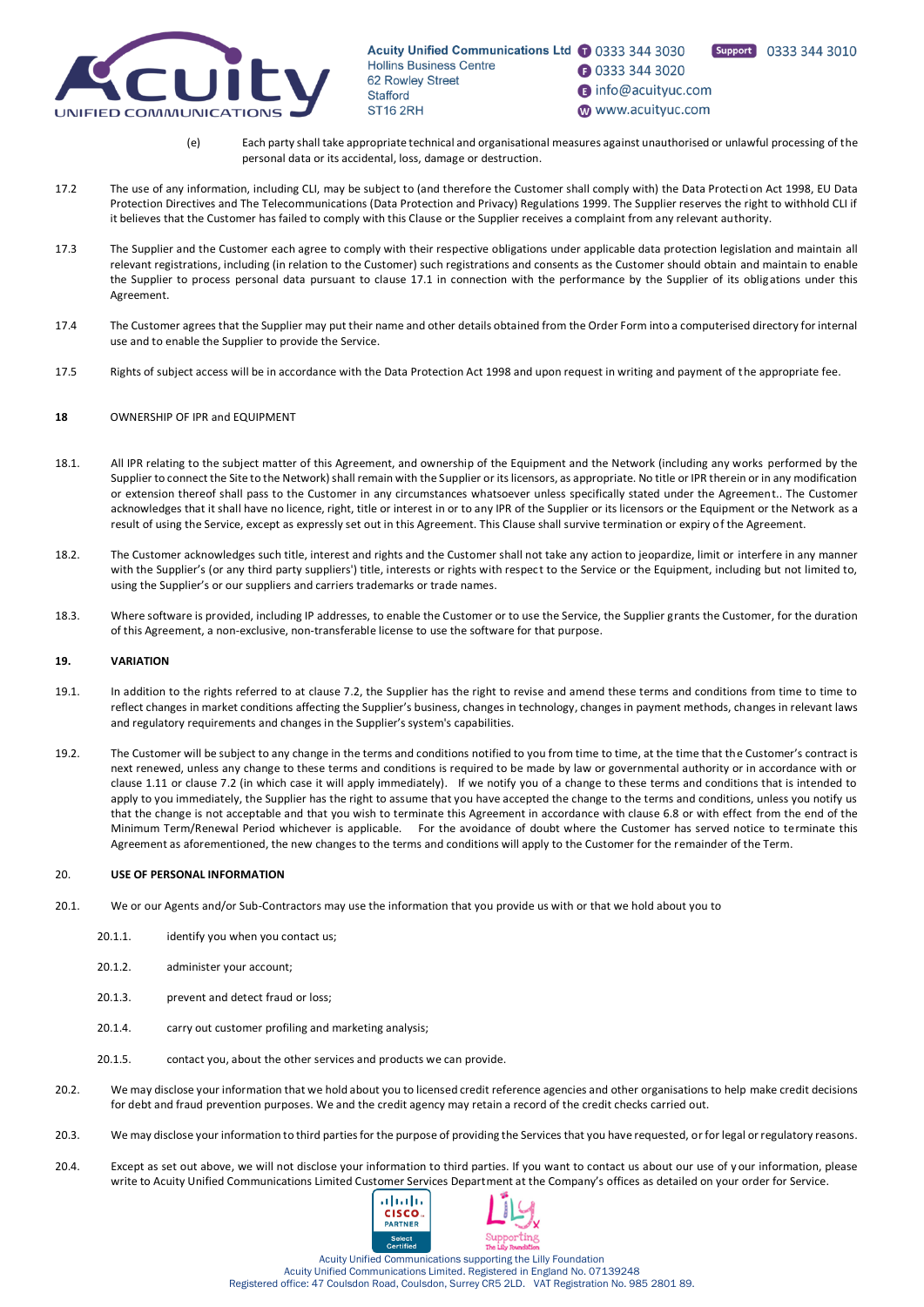(e) Each party shall take appropriate technical and organisational measures against unauthorised or unlawful processing of the personal data or its accidental, loss, damage or destruction.

17.2 The use of any information, including CLI, may be subject to (and therefore the Customer shall comply with) the Data Protection Act 1998, EU Data Protection Directives and The Telecommunications (Data Protection and Privacy) Regulations 1999. The Supplier reserves the right to withhold CLI if it believes that the Customer has failed to comply with this Clause or the Supplier receives a complaint from any relevant authority.

17.3 The Supplier and the Customer each agree to comply with their respective obligations under applicable data protection legislation and maintain all relevant registrations, including (in relation to the Customer) such registrations and consents as the Customer should obtain and maintain to enable the Supplier to process personal data pursuant to clause 17.1 in connection with the performance by the Supplier of its obligations under this Agreement.

17.4 The Customer agrees that the Supplier may put their name and other details obtained from the Order Form into a computerised directory for internal use and to enable the Supplier to provide the Service.

17.5 Rights of subject access will be in accordance with the Data Protection Act 1998 and upon request in writing and payment of the appropriate fee.

**18** OWNERSHIP OF IPR and EQUIPMENT

18.1. All IPR relating to the subject matter of this Agreement, and ownership of the Equipment and the Network (including any works performed by the Supplier to connect the Site to the Network) shall remain with the Supplier or its licensors, as appropriate. No title or IPR therein or in any modification or extension thereof shall pass to the Customer in any circumstances whatsoever unless specifically stated under the Agreement.. The Customer acknowledges that it shall have no licence, right, title or interest in or to any IPR of the Supplier or its licensors or the Equipment or the Network as a result of using the Service, except as expressly set out in this Agreement. This Clause shall survive termination or expiry of the Agreement.

18.2. The Customer acknowledges such title, interest and rights and the Customer shall not take any action to jeopardize, limit or interfere in any manner with the Supplier's (or any third party suppliers') title, interests or rights with respect to the Service or the Equipment, including but not limited to, using the Supplier's or our suppliers and carriers trademarks or trade names.

18.3. Where software is provided, including IP addresses, to enable the Customer or to use the Service, the Supplier grants the Customer, for the duration of this Agreement, a non-exclusive, non-transferable license to use the software for that purpose.

**19. VARIATION**

19.1. In addition to the rights referred to at clause 7.2, the Supplier has the right to revise and amend these terms and conditions from time to time to reflect changes in market conditions affecting the Supplier's business, changes in technology, changes in payment methods, changes in relevant laws and regulatory requirements and changes in the Supplier's system's capabilities.

19.2. The Customer will be subject to any change in the terms and conditions notified to you from time to time, at the time that the Customer's contract is next renewed, unless any change to these terms and conditions is required to be made by law or governmental authority or in accordance with or clause 1.11 or clause 7.2 (in which case it will apply immediately). If we notify you of a change to these terms and conditions that is intended to apply to you immediately, the Supplier has the right to assume that you have accepted the change to the terms and conditions, unless you notify us that the change is not acceptable and that you wish to terminate this Agreement in accordance with clause 6.8 or with effect from the end of the Minimum Term/Renewal Period whichever is applicable. For the avoidance of doubt where the Customer has served notice to terminate this Agreement as aforementioned, the new changes to the terms and conditions will apply to the Customer for the remainder of the Term.

20. **USE OF PERSONAL INFORMATION**

20.1. We or our Agents and/or Sub-Contractors may use the information that you provide us with or that we hold about you to

20.1.1. identify you when you contact us;

20.1.2. administer your account;

20.1.3. prevent and detect fraud or loss;

20.1.4. carry out customer profiling and marketing analysis;

20.1.5. contact you, about the other services and products we can provide.

20.2. We may disclose your information that we hold about you to licensed credit reference agencies and other organisations to help make credit decisions for debt and fraud prevention purposes. We and the credit agency may retain a record of the credit checks carried out.

20.3. We may disclose your information to third parties for the purpose of providing the Services that you have requested, or for legal or regulatory reasons.

20.4. Except as set out above, we will not disclose your information to third parties. If you want to contact us about our use of your information, please write to Acuity Unified Communications Limited Customer Services Department at the Company's offices as detailed on your order for Service.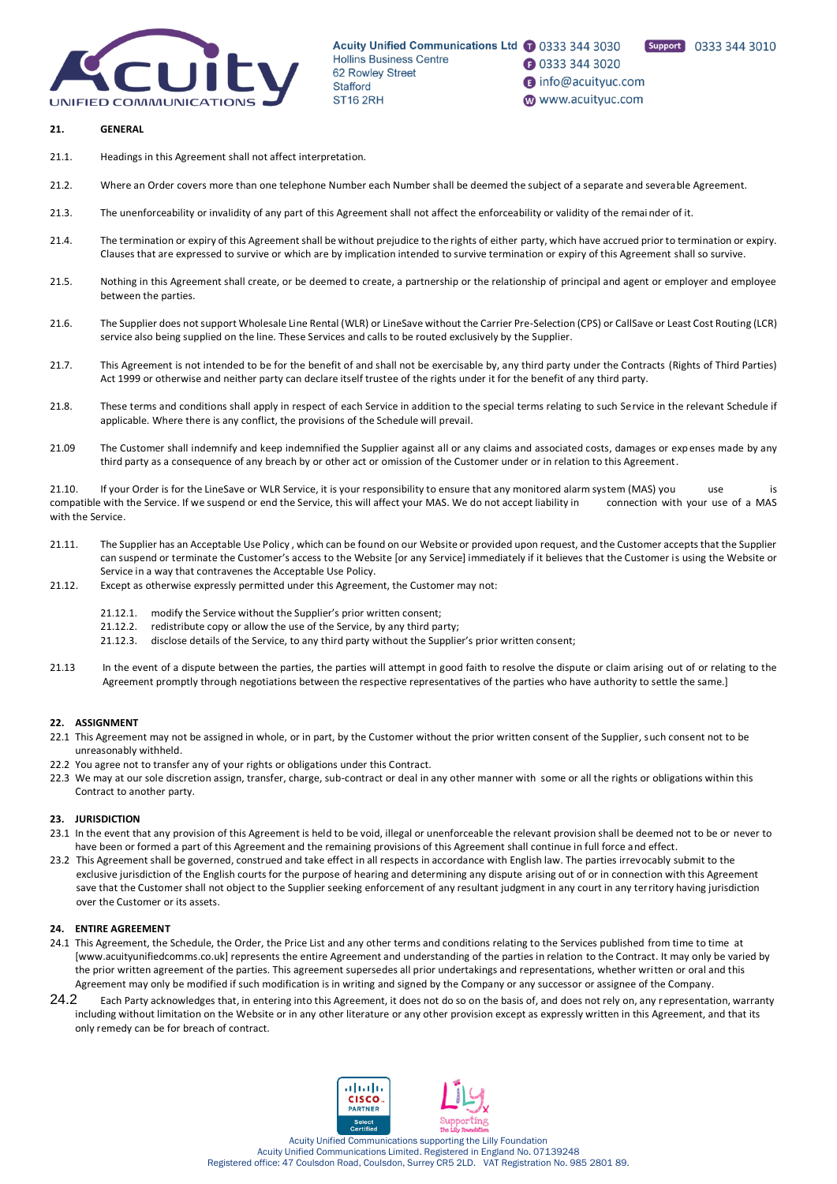## 21. GENERAL

21.1. Headings in this Agreement shall not affect interpretation.

21.2. Where an Order covers more than one telephone Number each Number shall be deemed the subject of a separate and severable Agreement.

21.3. The unenforceability or invalidity of any part of this Agreement shall not affect the enforceability or validity of the remainder of it.

21.4. The termination or expiry of this Agreement shall be without prejudice to the rights of either party, which have accrued prior to termination or expiry. Clauses that are expressed to survive or which are by implication intended to survive termination or expiry of this Agreement shall so survive.

21.5. Nothing in this Agreement shall create, or be deemed to create, a partnership or the relationship of principal and agent or employer and employee between the parties.

21.6. The Supplier does not support Wholesale Line Rental (WLR) or LineSave without the Carrier Pre-Selection (CPS) or CallSave or Least Cost Routing (LCR) service also being supplied on the line. These Services and calls to be routed exclusively by the Supplier.

21.7. This Agreement is not intended to be for the benefit of and shall not be exercisable by, any third party under the Contracts (Rights of Third Parties) Act 1999 or otherwise and neither party can declare itself trustee of the rights under it for the benefit of any third party.

21.8. These terms and conditions shall apply in respect of each Service in addition to the special terms relating to such Service in the relevant Schedule if applicable. Where there is any conflict, the provisions of the Schedule will prevail.

21.09 The Customer shall indemnify and keep indemnified the Supplier against all or any claims and associated costs, damages or expenses made by any third party as a consequence of any breach by or other act or omission of the Customer under or in relation to this Agreement.

21.10. If your Order is for the LineSave or WLR Service, it is your responsibility to ensure that any monitored alarm system (MAS) you use is compatible with the Service. If we suspend or end the Service, this will affect your MAS. We do not accept liability in connection with your use of a MAS with the Service.

21.11. The Supplier has an Acceptable Use Policy, which can be found on our Website or provided upon request, and the Customer accepts that the Supplier can suspend or terminate the Customer's access to the Website [or any Service] immediately if it believes that the Customer is using the Website or Service in a way that contravenes the Acceptable Use Policy.

21.12. Except as otherwise expressly permitted under this Agreement, the Customer may not:

21.12.1. modify the Service without the Supplier's prior written consent;
21.12.2. redistribute copy or allow the use of the Service, by any third party;
21.12.3. disclose details of the Service, to any third party without the Supplier's prior written consent;

21.13 In the event of a dispute between the parties, the parties will attempt in good faith to resolve the dispute or claim arising out of or relating to the Agreement promptly through negotiations between the respective representatives of the parties who have authority to settle the same.]

## 22. ASSIGNMENT

22.1 This Agreement may not be assigned in whole, or in part, by the Customer without the prior written consent of the Supplier, such consent not to be unreasonably withheld.

22.2 You agree not to transfer any of your rights or obligations under this Contract.

22.3 We may at our sole discretion assign, transfer, charge, sub-contract or deal in any other manner with some or all the rights or obligations within this Contract to another party.

## 23. JURISDICTION

23.1 In the event that any provision of this Agreement is held to be void, illegal or unenforceable the relevant provision shall be deemed not to be or never to have been or formed a part of this Agreement and the remaining provisions of this Agreement shall continue in full force and effect.

23.2 This Agreement shall be governed, construed and take effect in all respects in accordance with English law. The parties irrevocably submit to the exclusive jurisdiction of the English courts for the purpose of hearing and determining any dispute arising out of or in connection with this Agreement save that the Customer shall not object to the Supplier seeking enforcement of any resultant judgment in any court in any territory having jurisdiction over the Customer or its assets.

## 24. ENTIRE AGREEMENT

24.1 This Agreement, the Schedule, the Order, the Price List and any other terms and conditions relating to the Services published from time to time at [www.acuityunifiedcomms.co.uk] represents the entire Agreement and understanding of the parties in relation to the Contract. It may only be varied by the prior written agreement of the parties. This agreement supersedes all prior undertakings and representations, whether written or oral and this Agreement may only be modified if such modification is in writing and signed by the Company or any successor or assignee of the Company.

24.2 Each Party acknowledges that, in entering into this Agreement, it does not do so on the basis of, and does not rely on, any representation, warranty including without limitation on the Website or in any other literature or any other provision except as expressly written in this Agreement, and that its only remedy can be for breach of contract.